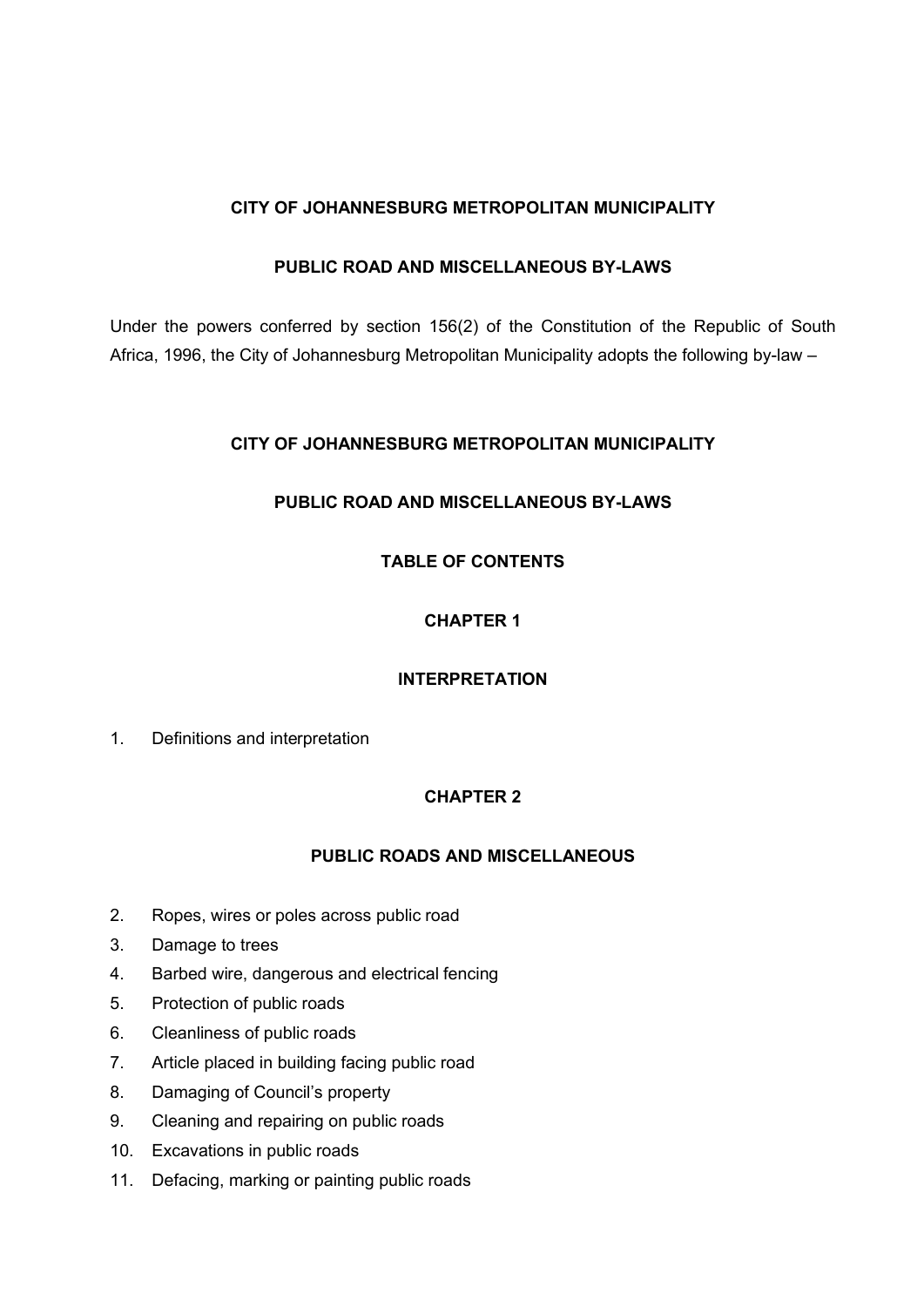**CITY OF JOHANNESBURG METROPOLITAN MUNICIPALITY**

**PUBLIC ROAD AND MISCELLANEOUS BY-LAWS**

Under the powers conferred by section 156(2) of the Constitution of the Republic of South Africa, 1996, the City of Johannesburg Metropolitan Municipality adopts the following by-law –

**CITY OF JOHANNESBURG METROPOLITAN MUNICIPALITY**

**PUBLIC ROAD AND MISCELLANEOUS BY-LAWS**

**TABLE OF CONTENTS**

**CHAPTER 1**

**INTERPRETATION**

1. Definitions and interpretation

**CHAPTER 2**

**PUBLIC ROADS AND MISCELLANEOUS**

2. Ropes, wires or poles across public road
3. Damage to trees
4. Barbed wire, dangerous and electrical fencing
5. Protection of public roads
6. Cleanliness of public roads
7. Article placed in building facing public road
8. Damaging of Council's property
9. Cleaning and repairing on public roads
10. Excavations in public roads
11. Defacing, marking or painting public roads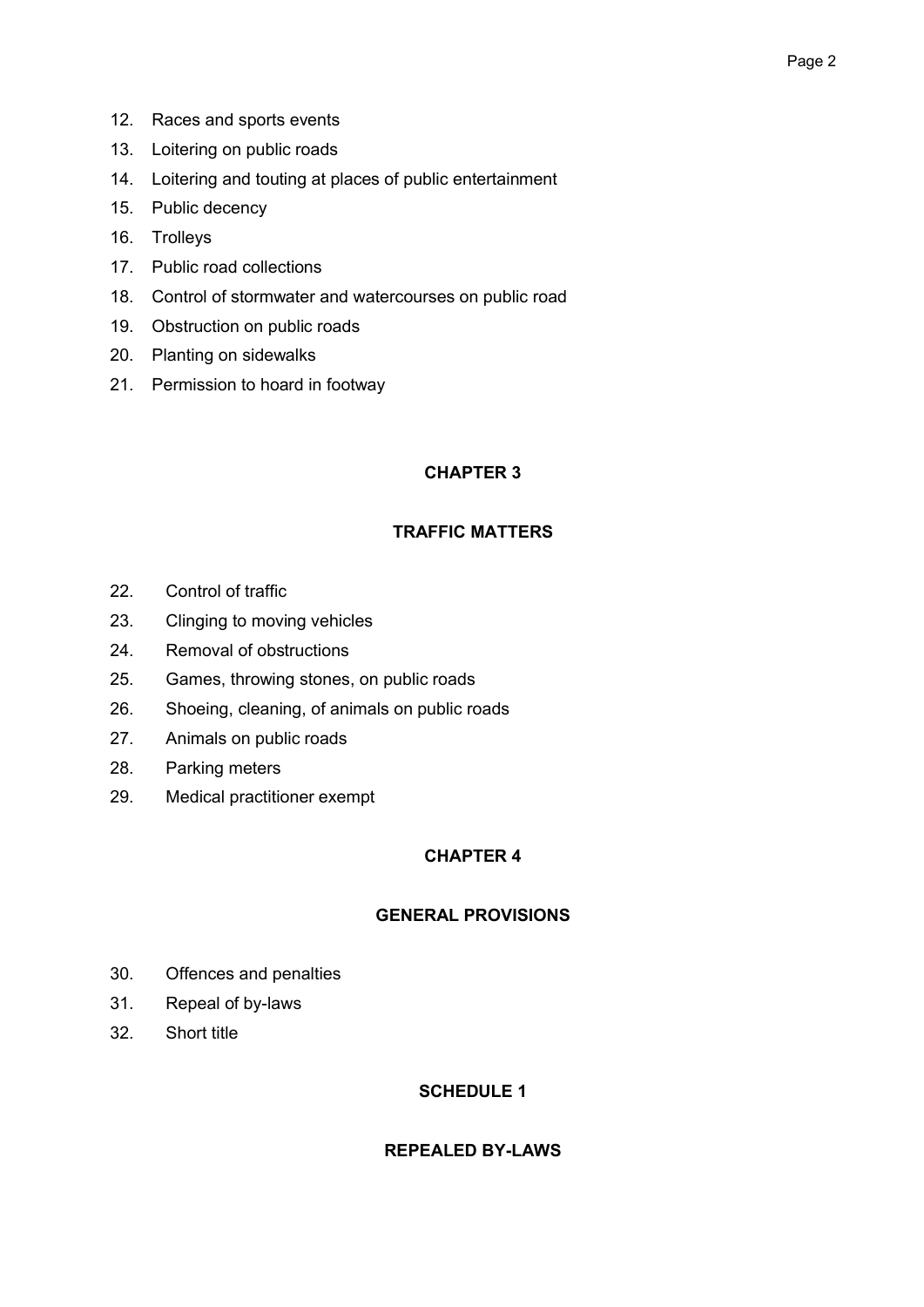12. Races and sports events
13. Loitering on public roads
14. Loitering and touting at places of public entertainment
15. Public decency
16. Trolleys
17. Public road collections
18. Control of stormwater and watercourses on public road
19. Obstruction on public roads
20. Planting on sidewalks
21. Permission to hoard in footway

## CHAPTER 3

## TRAFFIC MATTERS

22. Control of traffic
23. Clinging to moving vehicles
24. Removal of obstructions
25. Games, throwing stones, on public roads
26. Shoeing, cleaning, of animals on public roads
27. Animals on public roads
28. Parking meters
29. Medical practitioner exempt

## CHAPTER 4

## GENERAL PROVISIONS

30. Offences and penalties
31. Repeal of by-laws
32. Short title

## SCHEDULE 1

## REPEALED BY-LAWS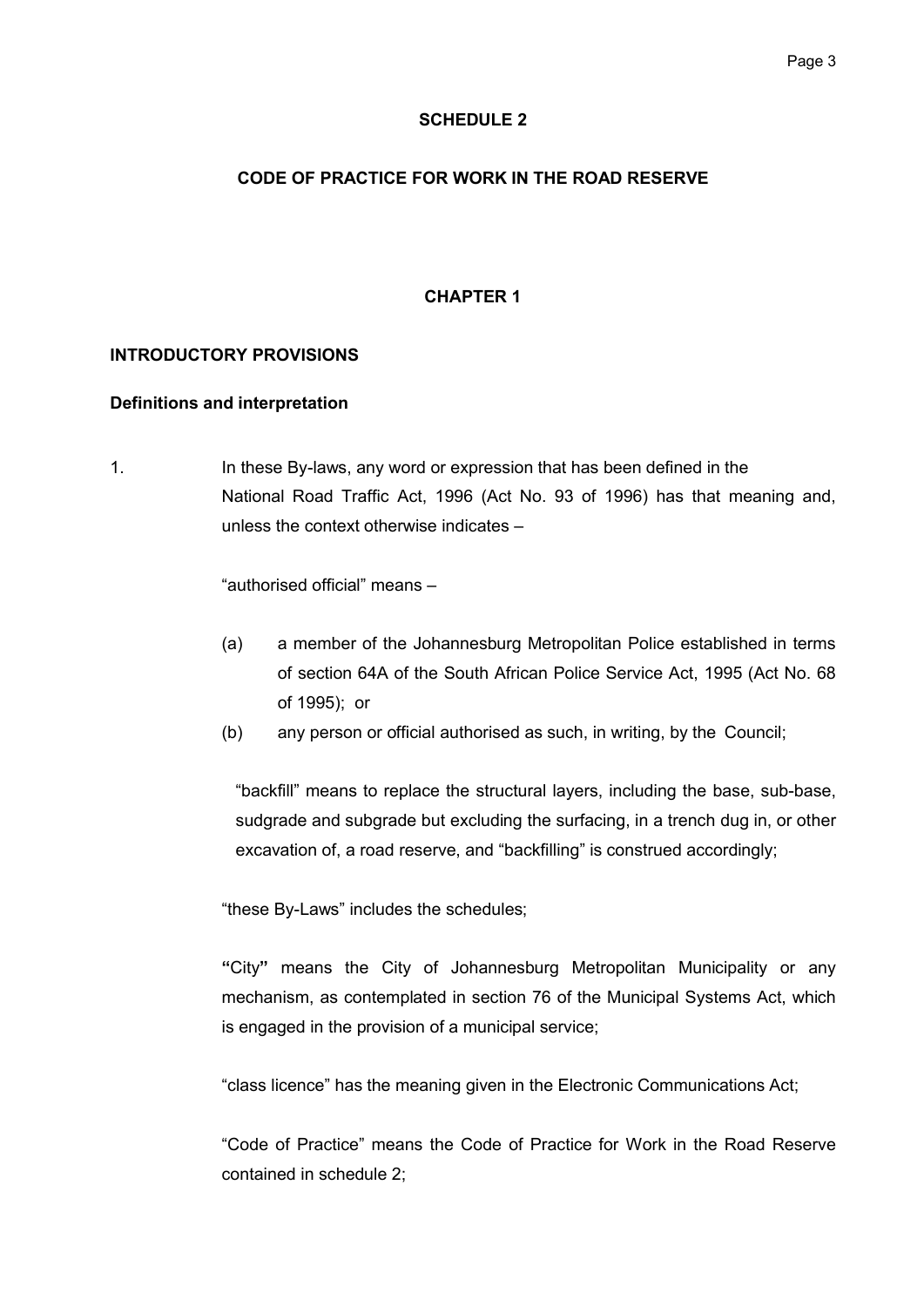## SCHEDULE 2

## CODE OF PRACTICE FOR WORK IN THE ROAD RESERVE

## CHAPTER 1

### INTRODUCTORY PROVISIONS

#### Definitions and interpretation

1. In these By-laws, any word or expression that has been defined in the National Road Traffic Act, 1996 (Act No. 93 of 1996) has that meaning and, unless the context otherwise indicates –

   "authorised official" means –

   (a) a member of the Johannesburg Metropolitan Police established in terms of section 64A of the South African Police Service Act, 1995 (Act No. 68 of 1995); or

   (b) any person or official authorised as such, in writing, by the Council;

   "backfill" means to replace the structural layers, including the base, sub-base, sudgrade and subgrade but excluding the surfacing, in a trench dug in, or other excavation of, a road reserve, and "backfilling" is construed accordingly;

   "these By-Laws" includes the schedules;

   **"**City**"** means the City of Johannesburg Metropolitan Municipality or any mechanism, as contemplated in section 76 of the Municipal Systems Act, which is engaged in the provision of a municipal service;

   "class licence" has the meaning given in the Electronic Communications Act;

   "Code of Practice" means the Code of Practice for Work in the Road Reserve contained in schedule 2;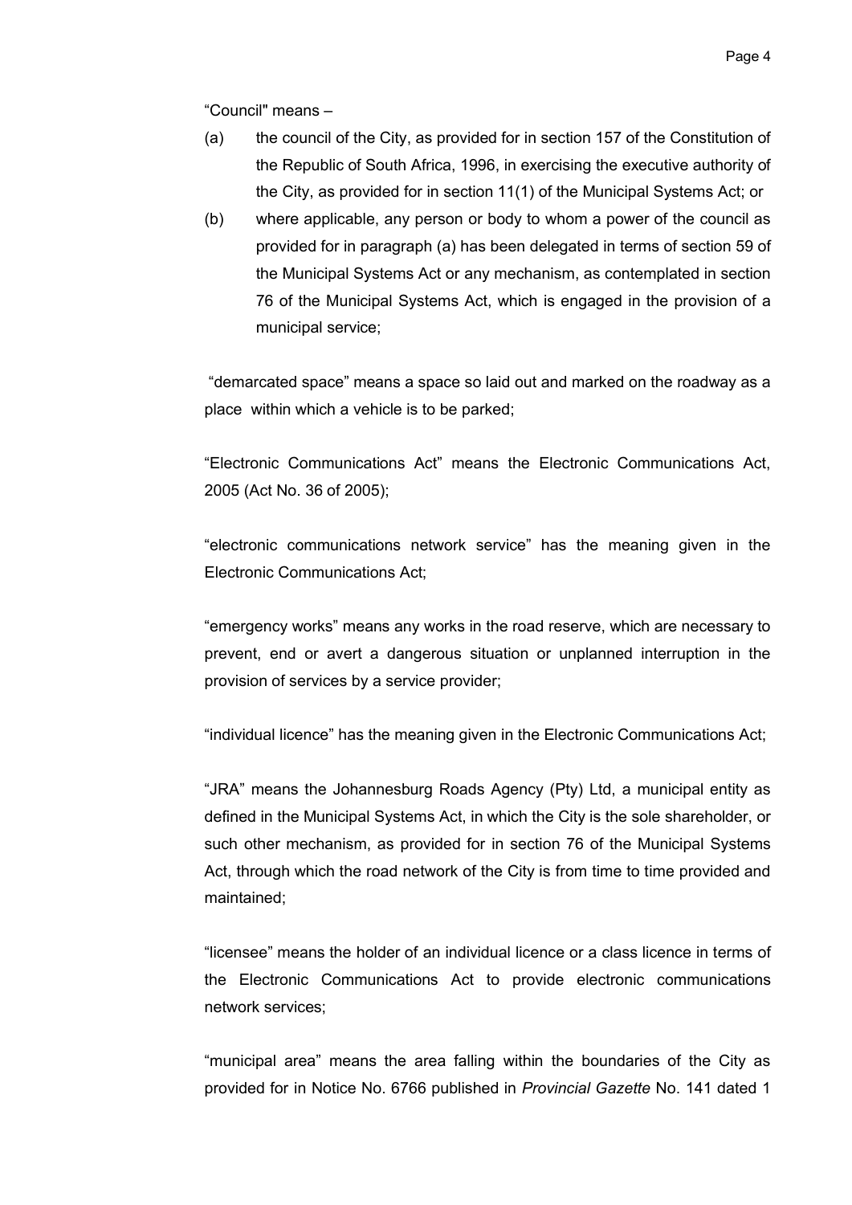"Council" means –

(a) the council of the City, as provided for in section 157 of the Constitution of the Republic of South Africa, 1996, in exercising the executive authority of the City, as provided for in section 11(1) of the Municipal Systems Act; or

(b) where applicable, any person or body to whom a power of the council as provided for in paragraph (a) has been delegated in terms of section 59 of the Municipal Systems Act or any mechanism, as contemplated in section 76 of the Municipal Systems Act, which is engaged in the provision of a municipal service;

"demarcated space" means a space so laid out and marked on the roadway as a place within which a vehicle is to be parked;

"Electronic Communications Act" means the Electronic Communications Act, 2005 (Act No. 36 of 2005);

"electronic communications network service" has the meaning given in the Electronic Communications Act;

"emergency works" means any works in the road reserve, which are necessary to prevent, end or avert a dangerous situation or unplanned interruption in the provision of services by a service provider;

"individual licence" has the meaning given in the Electronic Communications Act;

"JRA" means the Johannesburg Roads Agency (Pty) Ltd, a municipal entity as defined in the Municipal Systems Act, in which the City is the sole shareholder, or such other mechanism, as provided for in section 76 of the Municipal Systems Act, through which the road network of the City is from time to time provided and maintained;

"licensee" means the holder of an individual licence or a class licence in terms of the Electronic Communications Act to provide electronic communications network services;

"municipal area" means the area falling within the boundaries of the City as provided for in Notice No. 6766 published in *Provincial Gazette* No. 141 dated 1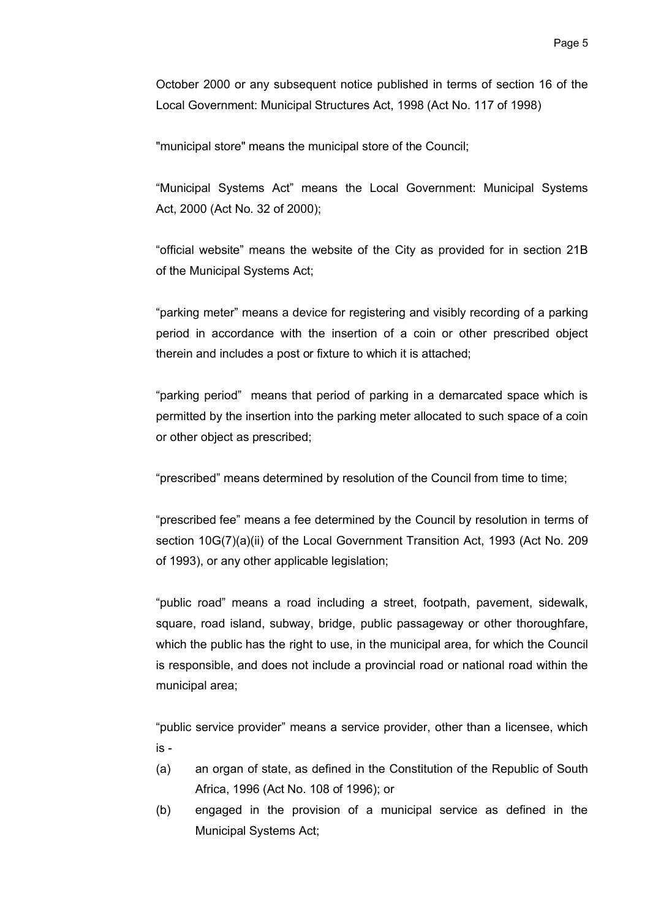October 2000 or any subsequent notice published in terms of section 16 of the Local Government: Municipal Structures Act, 1998 (Act No. 117 of 1998)

"municipal store" means the municipal store of the Council;

“Municipal Systems Act” means the Local Government: Municipal Systems Act, 2000 (Act No. 32 of 2000);

“official website” means the website of the City as provided for in section 21B of the Municipal Systems Act;

“parking meter” means a device for registering and visibly recording of a parking period in accordance with the insertion of a coin or other prescribed object therein and includes a post or fixture to which it is attached;

“parking period” means that period of parking in a demarcated space which is permitted by the insertion into the parking meter allocated to such space of a coin or other object as prescribed;

“prescribed” means determined by resolution of the Council from time to time;

“prescribed fee” means a fee determined by the Council by resolution in terms of section 10G(7)(a)(ii) of the Local Government Transition Act, 1993 (Act No. 209 of 1993), or any other applicable legislation;

“public road” means a road including a street, footpath, pavement, sidewalk, square, road island, subway, bridge, public passageway or other thoroughfare, which the public has the right to use, in the municipal area, for which the Council is responsible, and does not include a provincial road or national road within the municipal area;

“public service provider” means a service provider, other than a licensee, which is -

(a) an organ of state, as defined in the Constitution of the Republic of South Africa, 1996 (Act No. 108 of 1996); or

(b) engaged in the provision of a municipal service as defined in the Municipal Systems Act;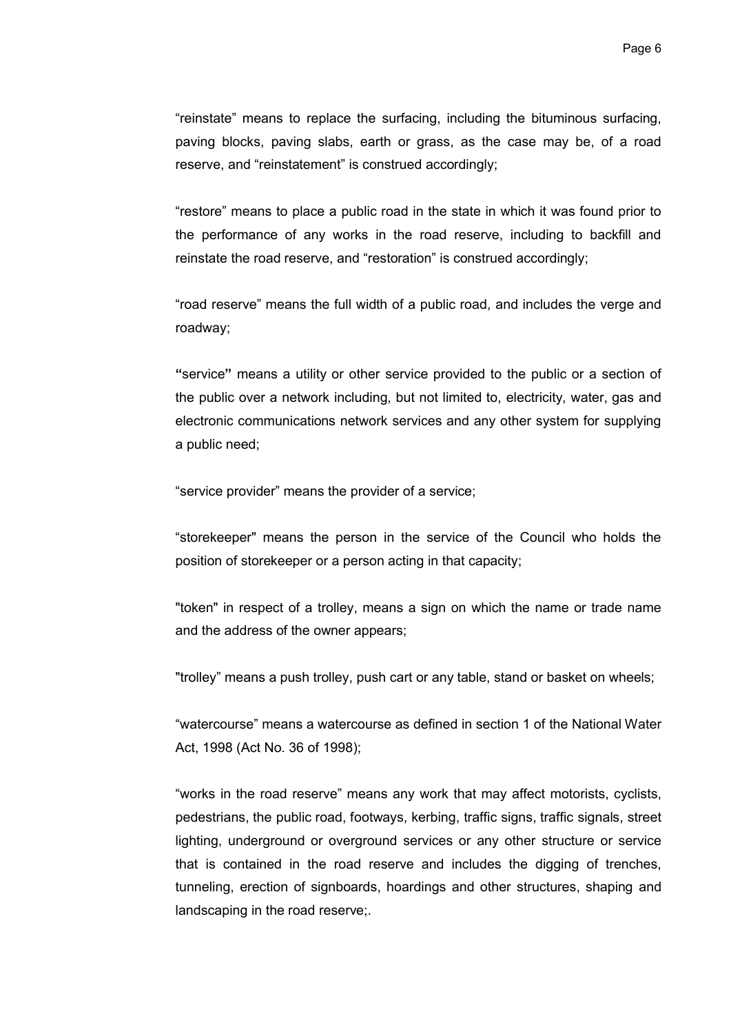“reinstate” means to replace the surfacing, including the bituminous surfacing, paving blocks, paving slabs, earth or grass, as the case may be, of a road reserve, and “reinstatement” is construed accordingly;

“restore” means to place a public road in the state in which it was found prior to the performance of any works in the road reserve, including to backfill and reinstate the road reserve, and “restoration” is construed accordingly;

“road reserve” means the full width of a public road, and includes the verge and roadway;

**“**service**”** means a utility or other service provided to the public or a section of the public over a network including, but not limited to, electricity, water, gas and electronic communications network services and any other system for supplying a public need;

“service provider” means the provider of a service;

“storekeeper" means the person in the service of the Council who holds the position of storekeeper or a person acting in that capacity;

"token" in respect of a trolley, means a sign on which the name or trade name and the address of the owner appears;

"trolley” means a push trolley, push cart or any table, stand or basket on wheels;

“watercourse” means a watercourse as defined in section 1 of the National Water Act, 1998 (Act No. 36 of 1998);

“works in the road reserve” means any work that may affect motorists, cyclists, pedestrians, the public road, footways, kerbing, traffic signs, traffic signals, street lighting, underground or overground services or any other structure or service that is contained in the road reserve and includes the digging of trenches, tunneling, erection of signboards, hoardings and other structures, shaping and landscaping in the road reserve;.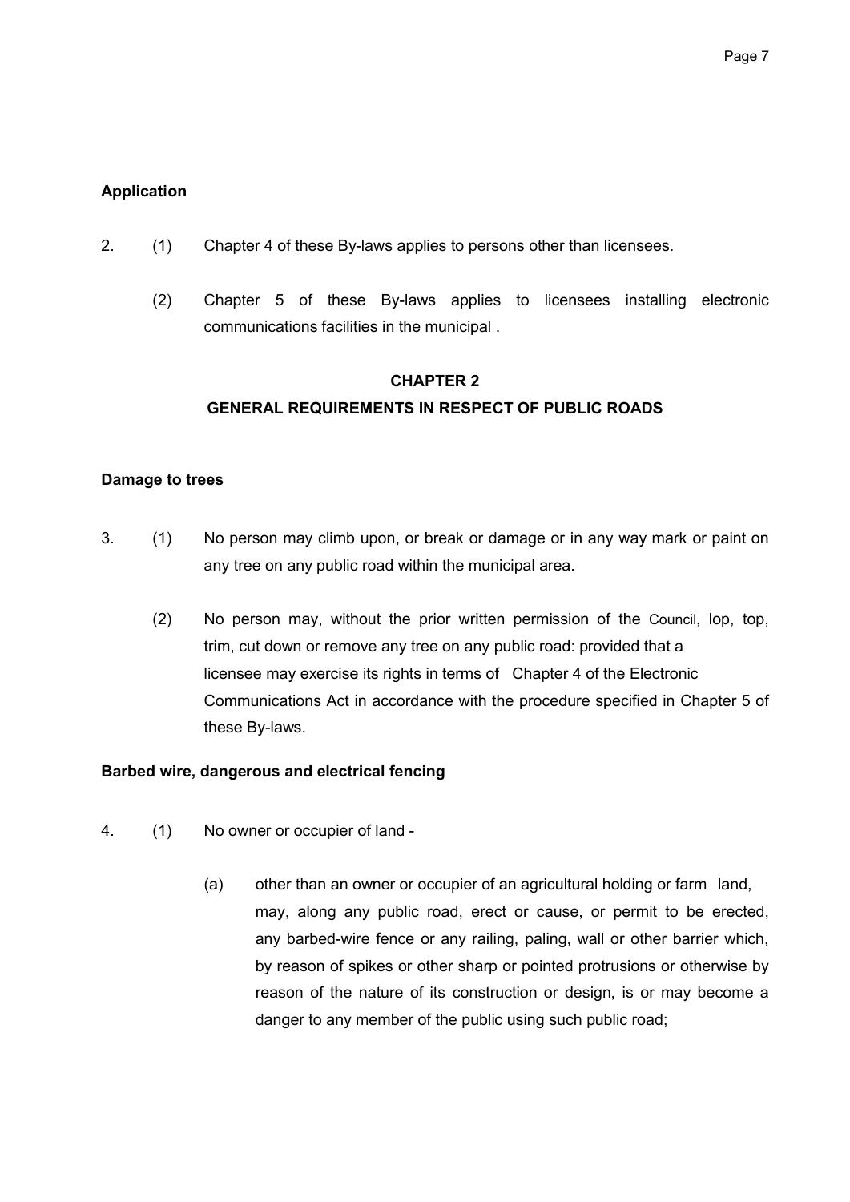**Application**

2. (1) Chapter 4 of these By-laws applies to persons other than licensees.

   (2) Chapter 5 of these By-laws applies to licensees installing electronic communications facilities in the municipal .

## CHAPTER 2

## GENERAL REQUIREMENTS IN RESPECT OF PUBLIC ROADS

**Damage to trees**

3. (1) No person may climb upon, or break or damage or in any way mark or paint on any tree on any public road within the municipal area.

   (2) No person may, without the prior written permission of the Council, lop, top, trim, cut down or remove any tree on any public road: provided that a licensee may exercise its rights in terms of Chapter 4 of the Electronic Communications Act in accordance with the procedure specified in Chapter 5 of these By-laws.

**Barbed wire, dangerous and electrical fencing**

4. (1) No owner or occupier of land -

   (a) other than an owner or occupier of an agricultural holding or farm land, may, along any public road, erect or cause, or permit to be erected, any barbed-wire fence or any railing, paling, wall or other barrier which, by reason of spikes or other sharp or pointed protrusions or otherwise by reason of the nature of its construction or design, is or may become a danger to any member of the public using such public road;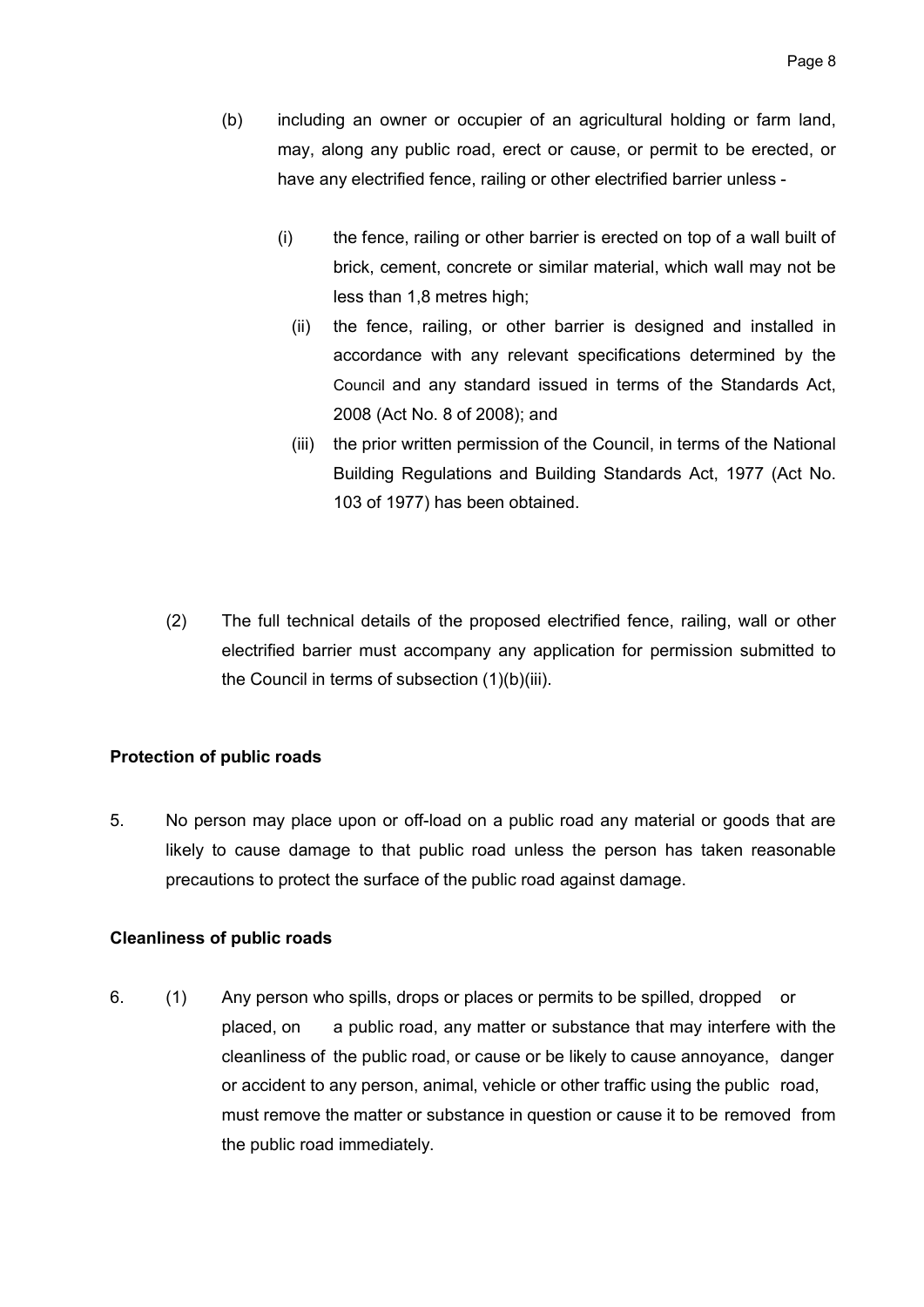(b) including an owner or occupier of an agricultural holding or farm land, may, along any public road, erect or cause, or permit to be erected, or have any electrified fence, railing or other electrified barrier unless -

  (i) the fence, railing or other barrier is erected on top of a wall built of brick, cement, concrete or similar material, which wall may not be less than 1,8 metres high;

  (ii) the fence, railing, or other barrier is designed and installed in accordance with any relevant specifications determined by the Council and any standard issued in terms of the Standards Act, 2008 (Act No. 8 of 2008); and

  (iii) the prior written permission of the Council, in terms of the National Building Regulations and Building Standards Act, 1977 (Act No. 103 of 1977) has been obtained.

(2) The full technical details of the proposed electrified fence, railing, wall or other electrified barrier must accompany any application for permission submitted to the Council in terms of subsection (1)(b)(iii).

**Protection of public roads**

5. No person may place upon or off-load on a public road any material or goods that are likely to cause damage to that public road unless the person has taken reasonable precautions to protect the surface of the public road against damage.

**Cleanliness of public roads**

6. (1) Any person who spills, drops or places or permits to be spilled, dropped or placed, on a public road, any matter or substance that may interfere with the cleanliness of the public road, or cause or be likely to cause annoyance, danger or accident to any person, animal, vehicle or other traffic using the public road, must remove the matter or substance in question or cause it to be removed from the public road immediately.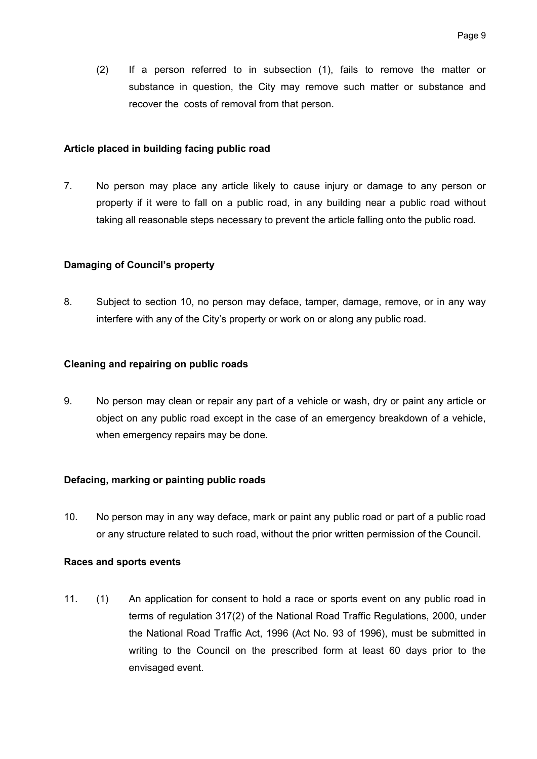(2) If a person referred to in subsection (1), fails to remove the matter or substance in question, the City may remove such matter or substance and recover the costs of removal from that person.

**Article placed in building facing public road**

7. No person may place any article likely to cause injury or damage to any person or property if it were to fall on a public road, in any building near a public road without taking all reasonable steps necessary to prevent the article falling onto the public road.

**Damaging of Council's property**

8. Subject to section 10, no person may deface, tamper, damage, remove, or in any way interfere with any of the City's property or work on or along any public road.

**Cleaning and repairing on public roads**

9. No person may clean or repair any part of a vehicle or wash, dry or paint any article or object on any public road except in the case of an emergency breakdown of a vehicle, when emergency repairs may be done.

**Defacing, marking or painting public roads**

10. No person may in any way deface, mark or paint any public road or part of a public road or any structure related to such road, without the prior written permission of the Council.

**Races and sports events**

11. (1) An application for consent to hold a race or sports event on any public road in terms of regulation 317(2) of the National Road Traffic Regulations, 2000, under the National Road Traffic Act, 1996 (Act No. 93 of 1996), must be submitted in writing to the Council on the prescribed form at least 60 days prior to the envisaged event.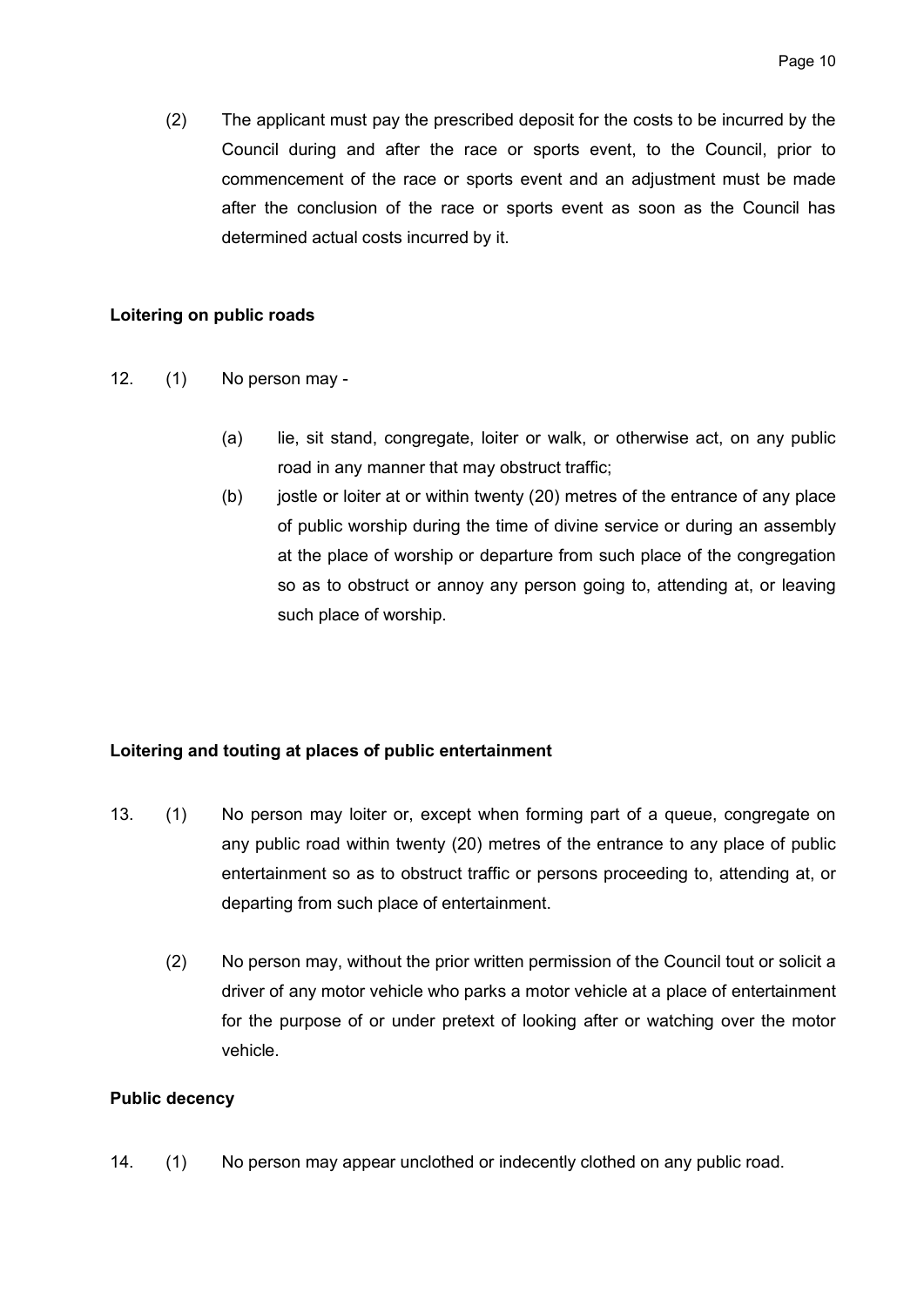(2) The applicant must pay the prescribed deposit for the costs to be incurred by the Council during and after the race or sports event, to the Council, prior to commencement of the race or sports event and an adjustment must be made after the conclusion of the race or sports event as soon as the Council has determined actual costs incurred by it.

**Loitering on public roads**

12. (1) No person may -

    (a) lie, sit stand, congregate, loiter or walk, or otherwise act, on any public road in any manner that may obstruct traffic;

    (b) jostle or loiter at or within twenty (20) metres of the entrance of any place of public worship during the time of divine service or during an assembly at the place of worship or departure from such place of the congregation so as to obstruct or annoy any person going to, attending at, or leaving such place of worship.

**Loitering and touting at places of public entertainment**

13. (1) No person may loiter or, except when forming part of a queue, congregate on any public road within twenty (20) metres of the entrance to any place of public entertainment so as to obstruct traffic or persons proceeding to, attending at, or departing from such place of entertainment.

(2) No person may, without the prior written permission of the Council tout or solicit a driver of any motor vehicle who parks a motor vehicle at a place of entertainment for the purpose of or under pretext of looking after or watching over the motor vehicle.

**Public decency**

14. (1) No person may appear unclothed or indecently clothed on any public road.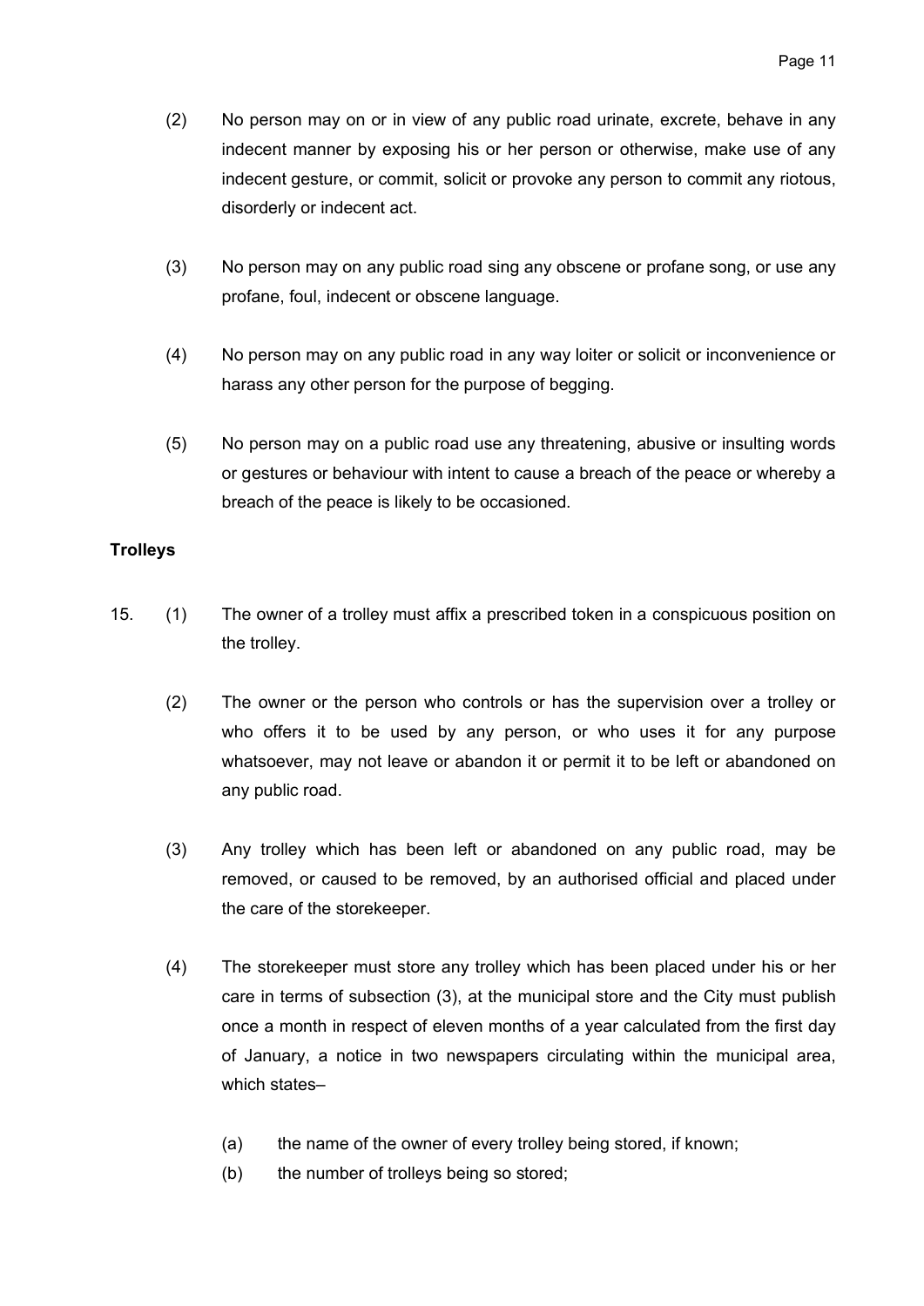(2) No person may on or in view of any public road urinate, excrete, behave in any indecent manner by exposing his or her person or otherwise, make use of any indecent gesture, or commit, solicit or provoke any person to commit any riotous, disorderly or indecent act.

(3) No person may on any public road sing any obscene or profane song, or use any profane, foul, indecent or obscene language.

(4) No person may on any public road in any way loiter or solicit or inconvenience or harass any other person for the purpose of begging.

(5) No person may on a public road use any threatening, abusive or insulting words or gestures or behaviour with intent to cause a breach of the peace or whereby a breach of the peace is likely to be occasioned.

**Trolleys**

15. (1) The owner of a trolley must affix a prescribed token in a conspicuous position on the trolley.

(2) The owner or the person who controls or has the supervision over a trolley or who offers it to be used by any person, or who uses it for any purpose whatsoever, may not leave or abandon it or permit it to be left or abandoned on any public road.

(3) Any trolley which has been left or abandoned on any public road, may be removed, or caused to be removed, by an authorised official and placed under the care of the storekeeper.

(4) The storekeeper must store any trolley which has been placed under his or her care in terms of subsection (3), at the municipal store and the City must publish once a month in respect of eleven months of a year calculated from the first day of January, a notice in two newspapers circulating within the municipal area, which states–

(a) the name of the owner of every trolley being stored, if known;

(b) the number of trolleys being so stored;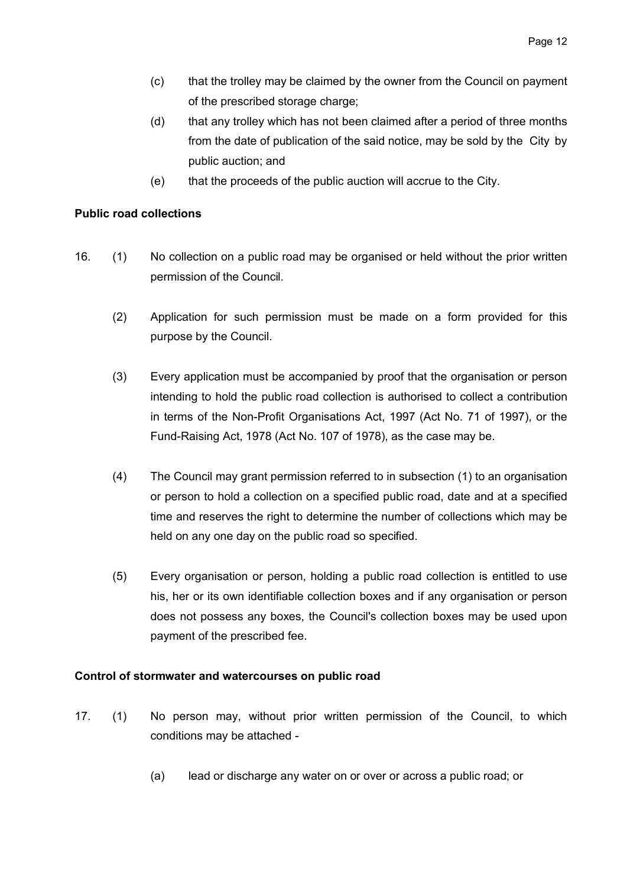(c) that the trolley may be claimed by the owner from the Council on payment of the prescribed storage charge;

(d) that any trolley which has not been claimed after a period of three months from the date of publication of the said notice, may be sold by the City by public auction; and

(e) that the proceeds of the public auction will accrue to the City.

**Public road collections**

16. (1) No collection on a public road may be organised or held without the prior written permission of the Council.

(2) Application for such permission must be made on a form provided for this purpose by the Council.

(3) Every application must be accompanied by proof that the organisation or person intending to hold the public road collection is authorised to collect a contribution in terms of the Non-Profit Organisations Act, 1997 (Act No. 71 of 1997), or the Fund-Raising Act, 1978 (Act No. 107 of 1978), as the case may be.

(4) The Council may grant permission referred to in subsection (1) to an organisation or person to hold a collection on a specified public road, date and at a specified time and reserves the right to determine the number of collections which may be held on any one day on the public road so specified.

(5) Every organisation or person, holding a public road collection is entitled to use his, her or its own identifiable collection boxes and if any organisation or person does not possess any boxes, the Council's collection boxes may be used upon payment of the prescribed fee.

**Control of stormwater and watercourses on public road**

17. (1) No person may, without prior written permission of the Council, to which conditions may be attached -

(a) lead or discharge any water on or over or across a public road; or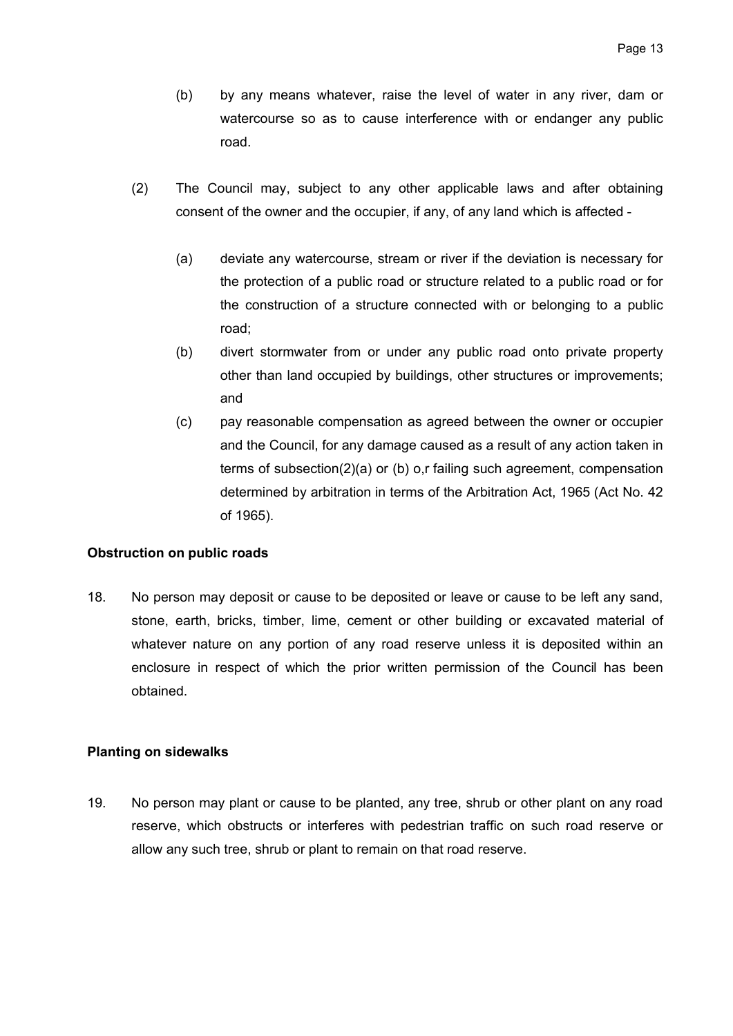(b) by any means whatever, raise the level of water in any river, dam or watercourse so as to cause interference with or endanger any public road.

(2) The Council may, subject to any other applicable laws and after obtaining consent of the owner and the occupier, if any, of any land which is affected -

(a) deviate any watercourse, stream or river if the deviation is necessary for the protection of a public road or structure related to a public road or for the construction of a structure connected with or belonging to a public road;

(b) divert stormwater from or under any public road onto private property other than land occupied by buildings, other structures or improvements; and

(c) pay reasonable compensation as agreed between the owner or occupier and the Council, for any damage caused as a result of any action taken in terms of subsection(2)(a) or (b) o,r failing such agreement, compensation determined by arbitration in terms of the Arbitration Act, 1965 (Act No. 42 of 1965).

**Obstruction on public roads**

18. No person may deposit or cause to be deposited or leave or cause to be left any sand, stone, earth, bricks, timber, lime, cement or other building or excavated material of whatever nature on any portion of any road reserve unless it is deposited within an enclosure in respect of which the prior written permission of the Council has been obtained.

**Planting on sidewalks**

19. No person may plant or cause to be planted, any tree, shrub or other plant on any road reserve, which obstructs or interferes with pedestrian traffic on such road reserve or allow any such tree, shrub or plant to remain on that road reserve.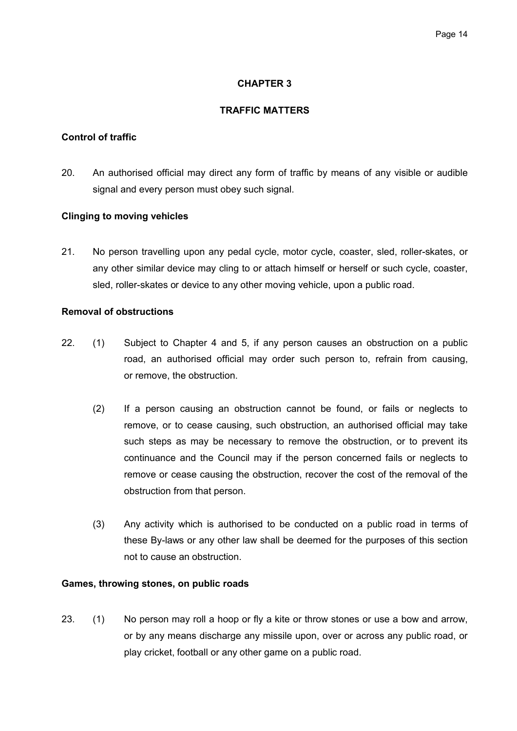## CHAPTER 3

## TRAFFIC MATTERS

### Control of traffic

20. An authorised official may direct any form of traffic by means of any visible or audible signal and every person must obey such signal.

### Clinging to moving vehicles

21. No person travelling upon any pedal cycle, motor cycle, coaster, sled, roller-skates, or any other similar device may cling to or attach himself or herself or such cycle, coaster, sled, roller-skates or device to any other moving vehicle, upon a public road.

### Removal of obstructions

22. (1) Subject to Chapter 4 and 5, if any person causes an obstruction on a public road, an authorised official may order such person to, refrain from causing, or remove, the obstruction.

    (2) If a person causing an obstruction cannot be found, or fails or neglects to remove, or to cease causing, such obstruction, an authorised official may take such steps as may be necessary to remove the obstruction, or to prevent its continuance and the Council may if the person concerned fails or neglects to remove or cease causing the obstruction, recover the cost of the removal of the obstruction from that person.

    (3) Any activity which is authorised to be conducted on a public road in terms of these By-laws or any other law shall be deemed for the purposes of this section not to cause an obstruction.

### Games, throwing stones, on public roads

23. (1) No person may roll a hoop or fly a kite or throw stones or use a bow and arrow, or by any means discharge any missile upon, over or across any public road, or play cricket, football or any other game on a public road.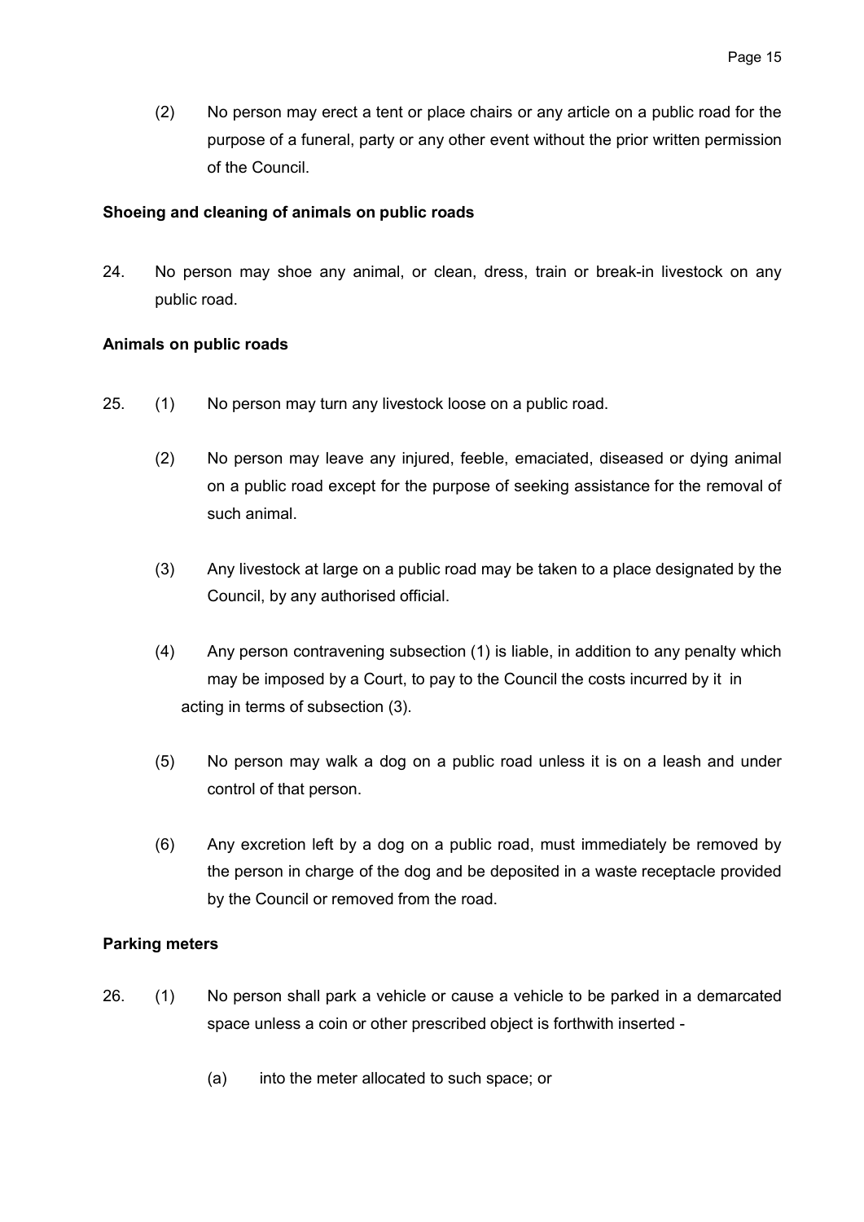(2) No person may erect a tent or place chairs or any article on a public road for the purpose of a funeral, party or any other event without the prior written permission of the Council.

**Shoeing and cleaning of animals on public roads**

24. No person may shoe any animal, or clean, dress, train or break-in livestock on any public road.

**Animals on public roads**

25. (1) No person may turn any livestock loose on a public road.

(2) No person may leave any injured, feeble, emaciated, diseased or dying animal on a public road except for the purpose of seeking assistance for the removal of such animal.

(3) Any livestock at large on a public road may be taken to a place designated by the Council, by any authorised official.

(4) Any person contravening subsection (1) is liable, in addition to any penalty which may be imposed by a Court, to pay to the Council the costs incurred by it in acting in terms of subsection (3).

(5) No person may walk a dog on a public road unless it is on a leash and under control of that person.

(6) Any excretion left by a dog on a public road, must immediately be removed by the person in charge of the dog and be deposited in a waste receptacle provided by the Council or removed from the road.

**Parking meters**

26. (1) No person shall park a vehicle or cause a vehicle to be parked in a demarcated space unless a coin or other prescribed object is forthwith inserted -

(a) into the meter allocated to such space; or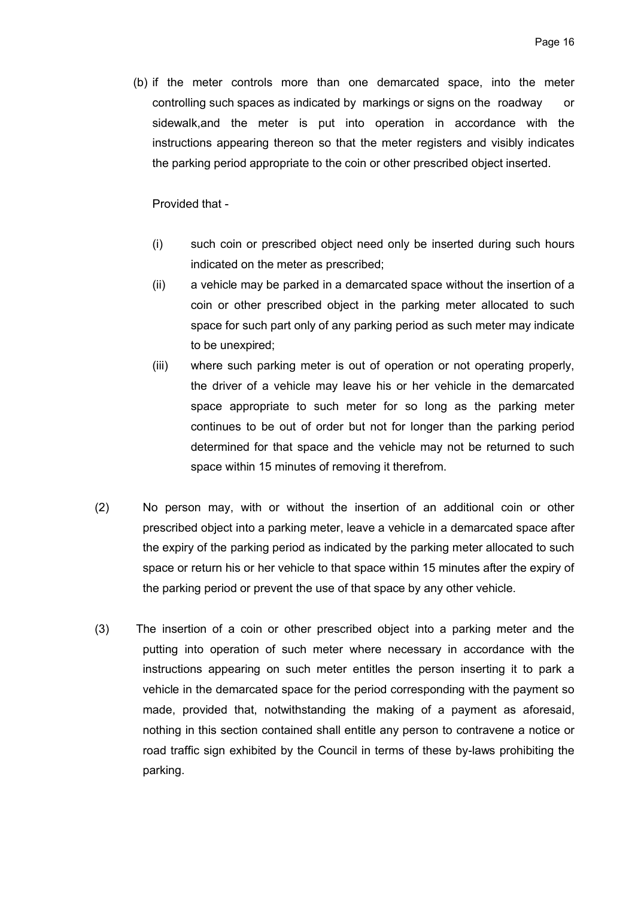(b) if the meter controls more than one demarcated space, into the meter controlling such spaces as indicated by markings or signs on the roadway or sidewalk,and the meter is put into operation in accordance with the instructions appearing thereon so that the meter registers and visibly indicates the parking period appropriate to the coin or other prescribed object inserted.

Provided that -

(i) such coin or prescribed object need only be inserted during such hours indicated on the meter as prescribed;

(ii) a vehicle may be parked in a demarcated space without the insertion of a coin or other prescribed object in the parking meter allocated to such space for such part only of any parking period as such meter may indicate to be unexpired;

(iii) where such parking meter is out of operation or not operating properly, the driver of a vehicle may leave his or her vehicle in the demarcated space appropriate to such meter for so long as the parking meter continues to be out of order but not for longer than the parking period determined for that space and the vehicle may not be returned to such space within 15 minutes of removing it therefrom.

(2) No person may, with or without the insertion of an additional coin or other prescribed object into a parking meter, leave a vehicle in a demarcated space after the expiry of the parking period as indicated by the parking meter allocated to such space or return his or her vehicle to that space within 15 minutes after the expiry of the parking period or prevent the use of that space by any other vehicle.

(3) The insertion of a coin or other prescribed object into a parking meter and the putting into operation of such meter where necessary in accordance with the instructions appearing on such meter entitles the person inserting it to park a vehicle in the demarcated space for the period corresponding with the payment so made, provided that, notwithstanding the making of a payment as aforesaid, nothing in this section contained shall entitle any person to contravene a notice or road traffic sign exhibited by the Council in terms of these by-laws prohibiting the parking.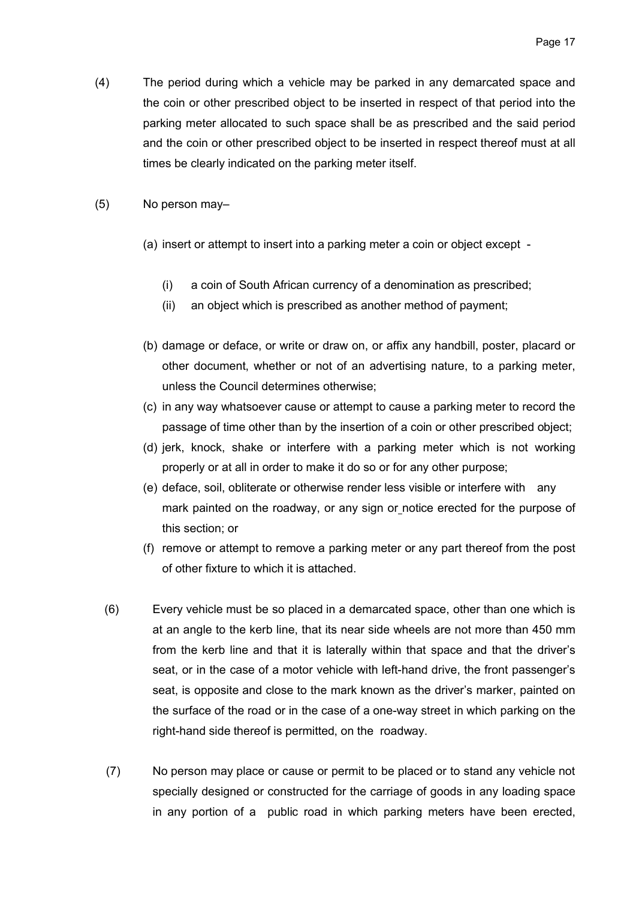(4) The period during which a vehicle may be parked in any demarcated space and the coin or other prescribed object to be inserted in respect of that period into the parking meter allocated to such space shall be as prescribed and the said period and the coin or other prescribed object to be inserted in respect thereof must at all times be clearly indicated on the parking meter itself.

(5) No person may–

(a) insert or attempt to insert into a parking meter a coin or object except -

(i) a coin of South African currency of a denomination as prescribed;

(ii) an object which is prescribed as another method of payment;

(b) damage or deface, or write or draw on, or affix any handbill, poster, placard or other document, whether or not of an advertising nature, to a parking meter, unless the Council determines otherwise;

(c) in any way whatsoever cause or attempt to cause a parking meter to record the passage of time other than by the insertion of a coin or other prescribed object;

(d) jerk, knock, shake or interfere with a parking meter which is not working properly or at all in order to make it do so or for any other purpose;

(e) deface, soil, obliterate or otherwise render less visible or interfere with any mark painted on the roadway, or any sign or notice erected for the purpose of this section; or

(f) remove or attempt to remove a parking meter or any part thereof from the post of other fixture to which it is attached.

(6) Every vehicle must be so placed in a demarcated space, other than one which is at an angle to the kerb line, that its near side wheels are not more than 450 mm from the kerb line and that it is laterally within that space and that the driver's seat, or in the case of a motor vehicle with left-hand drive, the front passenger's seat, is opposite and close to the mark known as the driver's marker, painted on the surface of the road or in the case of a one-way street in which parking on the right-hand side thereof is permitted, on the roadway.

(7) No person may place or cause or permit to be placed or to stand any vehicle not specially designed or constructed for the carriage of goods in any loading space in any portion of a public road in which parking meters have been erected,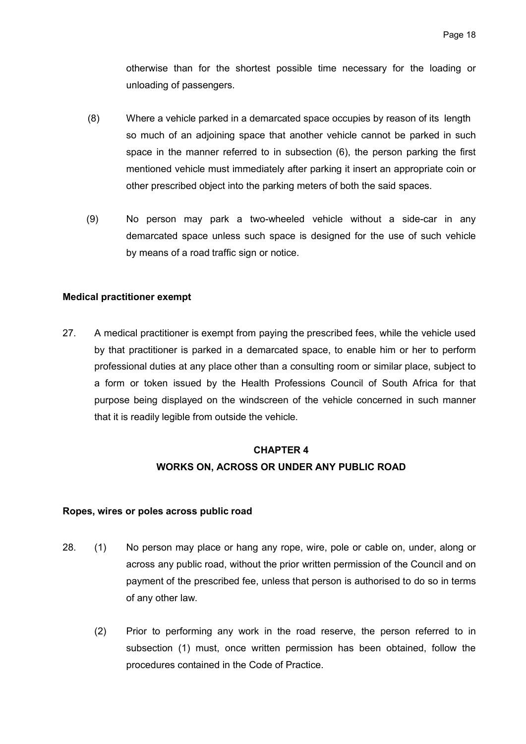otherwise than for the shortest possible time necessary for the loading or unloading of passengers.

(8) Where a vehicle parked in a demarcated space occupies by reason of its length so much of an adjoining space that another vehicle cannot be parked in such space in the manner referred to in subsection (6), the person parking the first mentioned vehicle must immediately after parking it insert an appropriate coin or other prescribed object into the parking meters of both the said spaces.

(9) No person may park a two-wheeled vehicle without a side-car in any demarcated space unless such space is designed for the use of such vehicle by means of a road traffic sign or notice.

**Medical practitioner exempt**

27. A medical practitioner is exempt from paying the prescribed fees, while the vehicle used by that practitioner is parked in a demarcated space, to enable him or her to perform professional duties at any place other than a consulting room or similar place, subject to a form or token issued by the Health Professions Council of South Africa for that purpose being displayed on the windscreen of the vehicle concerned in such manner that it is readily legible from outside the vehicle.

## CHAPTER 4
## WORKS ON, ACROSS OR UNDER ANY PUBLIC ROAD

**Ropes, wires or poles across public road**

28. (1) No person may place or hang any rope, wire, pole or cable on, under, along or across any public road, without the prior written permission of the Council and on payment of the prescribed fee, unless that person is authorised to do so in terms of any other law.

(2) Prior to performing any work in the road reserve, the person referred to in subsection (1) must, once written permission has been obtained, follow the procedures contained in the Code of Practice.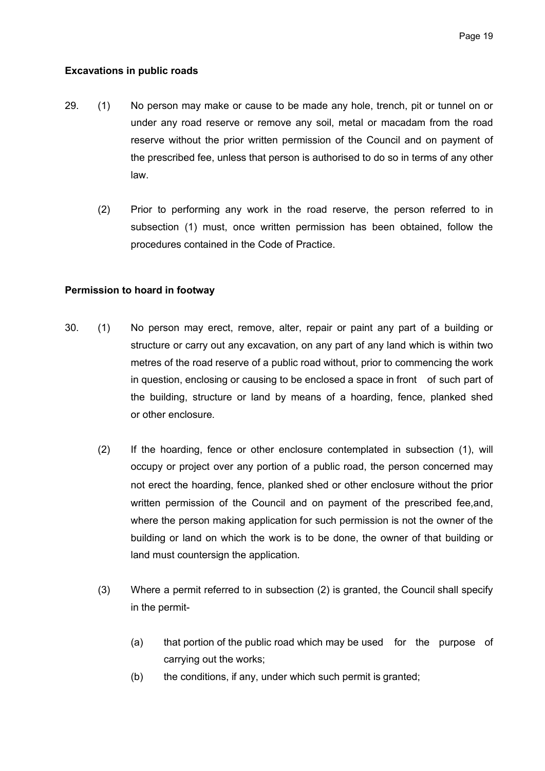**Excavations in public roads**

29. (1) No person may make or cause to be made any hole, trench, pit or tunnel on or under any road reserve or remove any soil, metal or macadam from the road reserve without the prior written permission of the Council and on payment of the prescribed fee, unless that person is authorised to do so in terms of any other law.

(2) Prior to performing any work in the road reserve, the person referred to in subsection (1) must, once written permission has been obtained, follow the procedures contained in the Code of Practice.

**Permission to hoard in footway**

30. (1) No person may erect, remove, alter, repair or paint any part of a building or structure or carry out any excavation, on any part of any land which is within two metres of the road reserve of a public road without, prior to commencing the work in question, enclosing or causing to be enclosed a space in front of such part of the building, structure or land by means of a hoarding, fence, planked shed or other enclosure.

(2) If the hoarding, fence or other enclosure contemplated in subsection (1), will occupy or project over any portion of a public road, the person concerned may not erect the hoarding, fence, planked shed or other enclosure without the prior written permission of the Council and on payment of the prescribed fee,and, where the person making application for such permission is not the owner of the building or land on which the work is to be done, the owner of that building or land must countersign the application.

(3) Where a permit referred to in subsection (2) is granted, the Council shall specify in the permit-

(a) that portion of the public road which may be used for the purpose of carrying out the works;

(b) the conditions, if any, under which such permit is granted;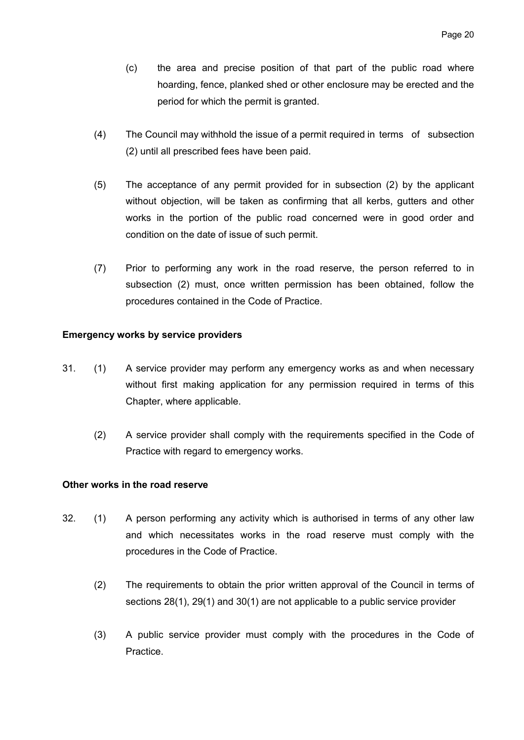(c) the area and precise position of that part of the public road where hoarding, fence, planked shed or other enclosure may be erected and the period for which the permit is granted.

(4) The Council may withhold the issue of a permit required in terms of subsection (2) until all prescribed fees have been paid.

(5) The acceptance of any permit provided for in subsection (2) by the applicant without objection, will be taken as confirming that all kerbs, gutters and other works in the portion of the public road concerned were in good order and condition on the date of issue of such permit.

(7) Prior to performing any work in the road reserve, the person referred to in subsection (2) must, once written permission has been obtained, follow the procedures contained in the Code of Practice.

**Emergency works by service providers**

31. (1) A service provider may perform any emergency works as and when necessary without first making application for any permission required in terms of this Chapter, where applicable.

(2) A service provider shall comply with the requirements specified in the Code of Practice with regard to emergency works.

**Other works in the road reserve**

32. (1) A person performing any activity which is authorised in terms of any other law and which necessitates works in the road reserve must comply with the procedures in the Code of Practice.

(2) The requirements to obtain the prior written approval of the Council in terms of sections 28(1), 29(1) and 30(1) are not applicable to a public service provider

(3) A public service provider must comply with the procedures in the Code of Practice.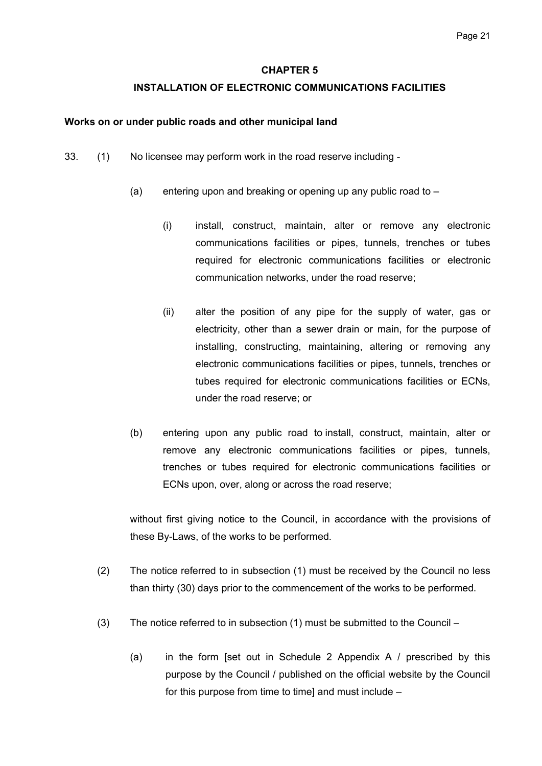## CHAPTER 5

## INSTALLATION OF ELECTRONIC COMMUNICATIONS FACILITIES

**Works on or under public roads and other municipal land**

33. (1) No licensee may perform work in the road reserve including -

(a) entering upon and breaking or opening up any public road to –

(i) install, construct, maintain, alter or remove any electronic communications facilities or pipes, tunnels, trenches or tubes required for electronic communications facilities or electronic communication networks, under the road reserve;

(ii) alter the position of any pipe for the supply of water, gas or electricity, other than a sewer drain or main, for the purpose of installing, constructing, maintaining, altering or removing any electronic communications facilities or pipes, tunnels, trenches or tubes required for electronic communications facilities or ECNs, under the road reserve; or

(b) entering upon any public road to install, construct, maintain, alter or remove any electronic communications facilities or pipes, tunnels, trenches or tubes required for electronic communications facilities or ECNs upon, over, along or across the road reserve;

without first giving notice to the Council, in accordance with the provisions of these By-Laws, of the works to be performed.

(2) The notice referred to in subsection (1) must be received by the Council no less than thirty (30) days prior to the commencement of the works to be performed.

(3) The notice referred to in subsection (1) must be submitted to the Council –

(a) in the form [set out in Schedule 2 Appendix A / prescribed by this purpose by the Council / published on the official website by the Council for this purpose from time to time] and must include –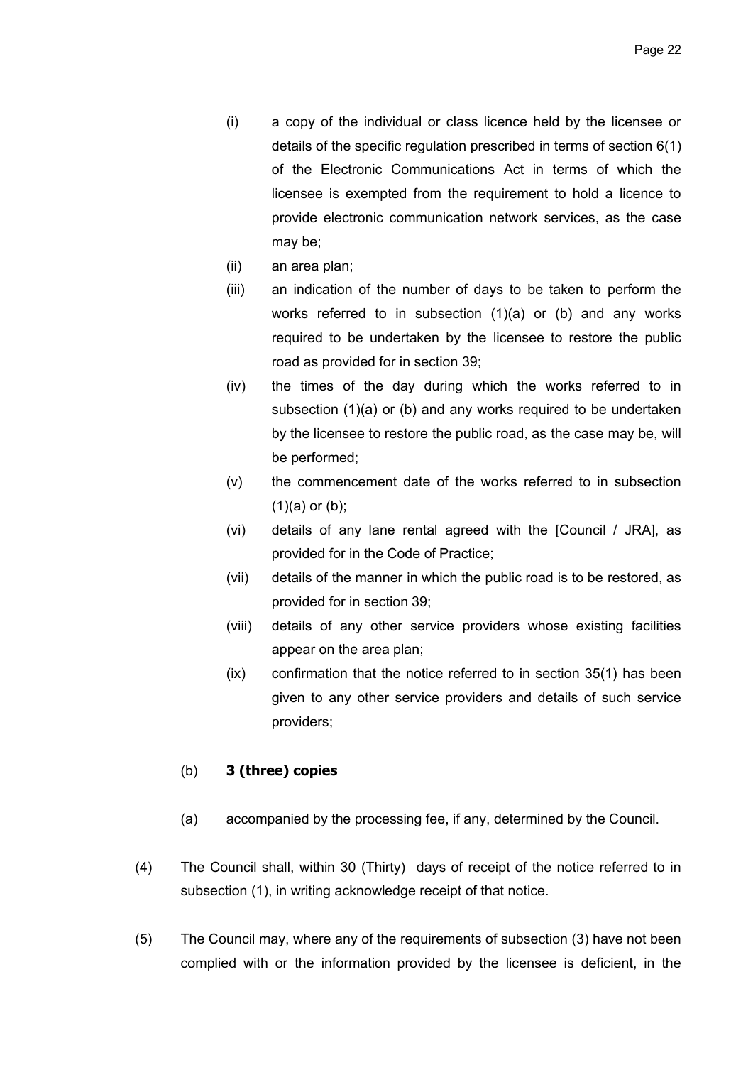(i) a copy of the individual or class licence held by the licensee or details of the specific regulation prescribed in terms of section 6(1) of the Electronic Communications Act in terms of which the licensee is exempted from the requirement to hold a licence to provide electronic communication network services, as the case may be;

(ii) an area plan;

(iii) an indication of the number of days to be taken to perform the works referred to in subsection (1)(a) or (b) and any works required to be undertaken by the licensee to restore the public road as provided for in section 39;

(iv) the times of the day during which the works referred to in subsection (1)(a) or (b) and any works required to be undertaken by the licensee to restore the public road, as the case may be, will be performed;

(v) the commencement date of the works referred to in subsection (1)(a) or (b);

(vi) details of any lane rental agreed with the [Council / JRA], as provided for in the Code of Practice;

(vii) details of the manner in which the public road is to be restored, as provided for in section 39;

(viii) details of any other service providers whose existing facilities appear on the area plan;

(ix) confirmation that the notice referred to in section 35(1) has been given to any other service providers and details of such service providers;

(b) **3 (three) copies**

(a) accompanied by the processing fee, if any, determined by the Council.

(4) The Council shall, within 30 (Thirty) days of receipt of the notice referred to in subsection (1), in writing acknowledge receipt of that notice.

(5) The Council may, where any of the requirements of subsection (3) have not been complied with or the information provided by the licensee is deficient, in the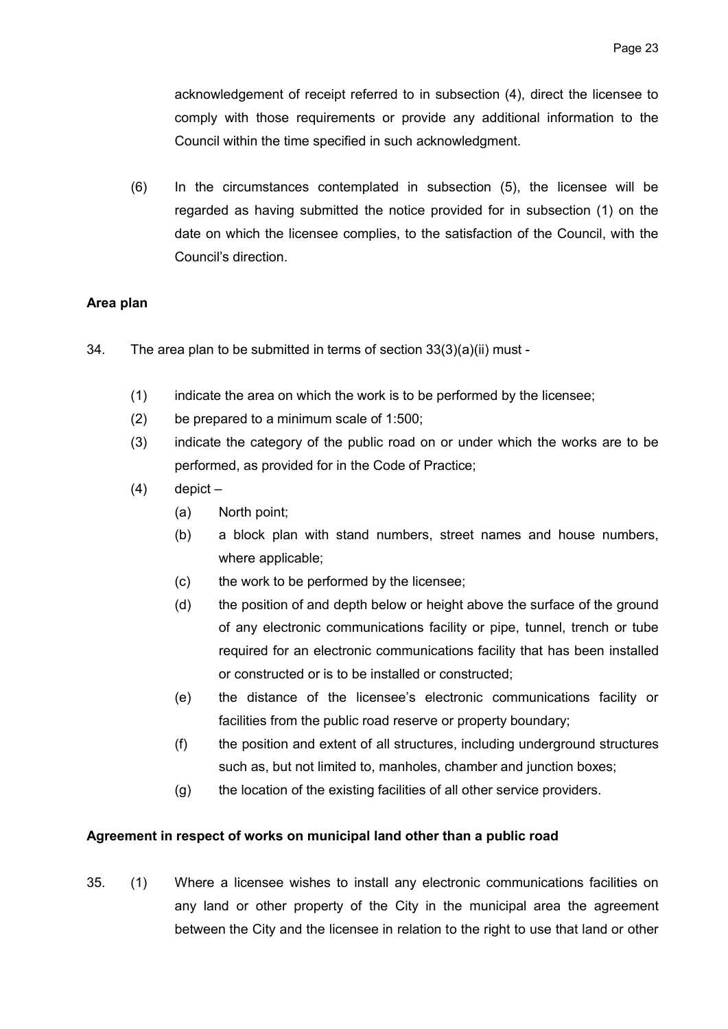acknowledgement of receipt referred to in subsection (4), direct the licensee to comply with those requirements or provide any additional information to the Council within the time specified in such acknowledgment.

(6) In the circumstances contemplated in subsection (5), the licensee will be regarded as having submitted the notice provided for in subsection (1) on the date on which the licensee complies, to the satisfaction of the Council, with the Council's direction.

**Area plan**

34. The area plan to be submitted in terms of section 33(3)(a)(ii) must -

(1) indicate the area on which the work is to be performed by the licensee;

(2) be prepared to a minimum scale of 1:500;

(3) indicate the category of the public road on or under which the works are to be performed, as provided for in the Code of Practice;

(4) depict –

(a) North point;

(b) a block plan with stand numbers, street names and house numbers, where applicable;

(c) the work to be performed by the licensee;

(d) the position of and depth below or height above the surface of the ground of any electronic communications facility or pipe, tunnel, trench or tube required for an electronic communications facility that has been installed or constructed or is to be installed or constructed;

(e) the distance of the licensee's electronic communications facility or facilities from the public road reserve or property boundary;

(f) the position and extent of all structures, including underground structures such as, but not limited to, manholes, chamber and junction boxes;

(g) the location of the existing facilities of all other service providers.

**Agreement in respect of works on municipal land other than a public road**

35. (1) Where a licensee wishes to install any electronic communications facilities on any land or other property of the City in the municipal area the agreement between the City and the licensee in relation to the right to use that land or other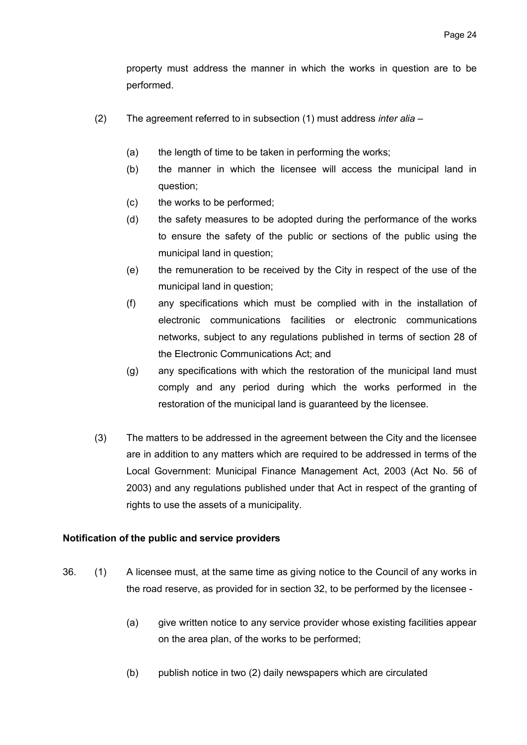property must address the manner in which the works in question are to be performed.

(2) The agreement referred to in subsection (1) must address *inter alia* –

(a) the length of time to be taken in performing the works;

(b) the manner in which the licensee will access the municipal land in question;

(c) the works to be performed;

(d) the safety measures to be adopted during the performance of the works to ensure the safety of the public or sections of the public using the municipal land in question;

(e) the remuneration to be received by the City in respect of the use of the municipal land in question;

(f) any specifications which must be complied with in the installation of electronic communications facilities or electronic communications networks, subject to any regulations published in terms of section 28 of the Electronic Communications Act; and

(g) any specifications with which the restoration of the municipal land must comply and any period during which the works performed in the restoration of the municipal land is guaranteed by the licensee.

(3) The matters to be addressed in the agreement between the City and the licensee are in addition to any matters which are required to be addressed in terms of the Local Government: Municipal Finance Management Act, 2003 (Act No. 56 of 2003) and any regulations published under that Act in respect of the granting of rights to use the assets of a municipality.

**Notification of the public and service providers**

36. (1) A licensee must, at the same time as giving notice to the Council of any works in the road reserve, as provided for in section 32, to be performed by the licensee -

(a) give written notice to any service provider whose existing facilities appear on the area plan, of the works to be performed;

(b) publish notice in two (2) daily newspapers which are circulated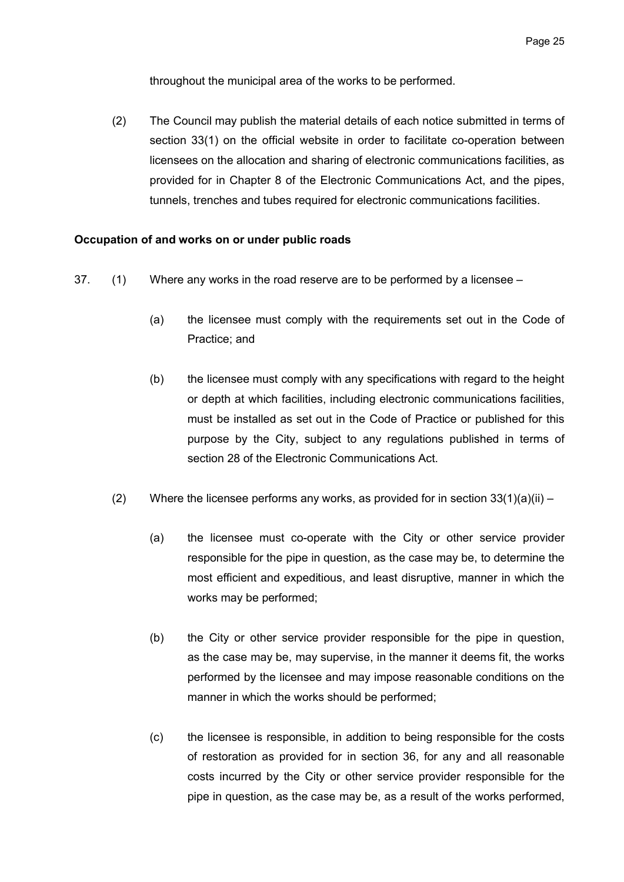throughout the municipal area of the works to be performed.

(2) The Council may publish the material details of each notice submitted in terms of section 33(1) on the official website in order to facilitate co-operation between licensees on the allocation and sharing of electronic communications facilities, as provided for in Chapter 8 of the Electronic Communications Act, and the pipes, tunnels, trenches and tubes required for electronic communications facilities.

**Occupation of and works on or under public roads**

37. (1) Where any works in the road reserve are to be performed by a licensee –

(a) the licensee must comply with the requirements set out in the Code of Practice; and

(b) the licensee must comply with any specifications with regard to the height or depth at which facilities, including electronic communications facilities, must be installed as set out in the Code of Practice or published for this purpose by the City, subject to any regulations published in terms of section 28 of the Electronic Communications Act.

(2) Where the licensee performs any works, as provided for in section 33(1)(a)(ii) –

(a) the licensee must co-operate with the City or other service provider responsible for the pipe in question, as the case may be, to determine the most efficient and expeditious, and least disruptive, manner in which the works may be performed;

(b) the City or other service provider responsible for the pipe in question, as the case may be, may supervise, in the manner it deems fit, the works performed by the licensee and may impose reasonable conditions on the manner in which the works should be performed;

(c) the licensee is responsible, in addition to being responsible for the costs of restoration as provided for in section 36, for any and all reasonable costs incurred by the City or other service provider responsible for the pipe in question, as the case may be, as a result of the works performed,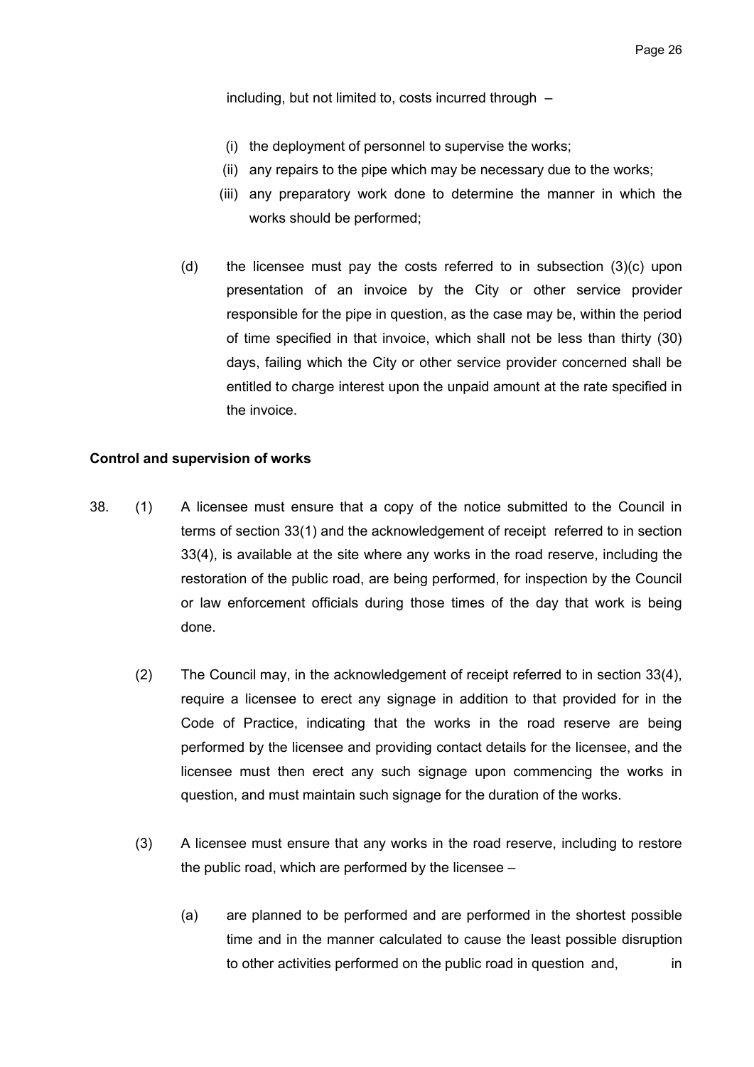including, but not limited to, costs incurred through –

   (i) the deployment of personnel to supervise the works;
   (ii) any repairs to the pipe which may be necessary due to the works;
   (iii) any preparatory work done to determine the manner in which the works should be performed;

(d) the licensee must pay the costs referred to in subsection (3)(c) upon presentation of an invoice by the City or other service provider responsible for the pipe in question, as the case may be, within the period of time specified in that invoice, which shall not be less than thirty (30) days, failing which the City or other service provider concerned shall be entitled to charge interest upon the unpaid amount at the rate specified in the invoice.

**Control and supervision of works**

38. (1) A licensee must ensure that a copy of the notice submitted to the Council in terms of section 33(1) and the acknowledgement of receipt referred to in section 33(4), is available at the site where any works in the road reserve, including the restoration of the public road, are being performed, for inspection by the Council or law enforcement officials during those times of the day that work is being done.

(2) The Council may, in the acknowledgement of receipt referred to in section 33(4), require a licensee to erect any signage in addition to that provided for in the Code of Practice, indicating that the works in the road reserve are being performed by the licensee and providing contact details for the licensee, and the licensee must then erect any such signage upon commencing the works in question, and must maintain such signage for the duration of the works.

(3) A licensee must ensure that any works in the road reserve, including to restore the public road, which are performed by the licensee –

(a) are planned to be performed and are performed in the shortest possible time and in the manner calculated to cause the least possible disruption to other activities performed on the public road in question and, in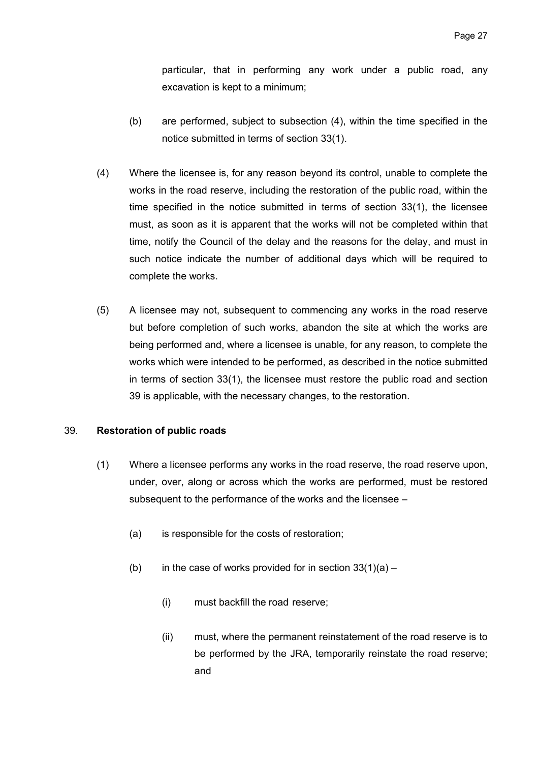particular, that in performing any work under a public road, any excavation is kept to a minimum;

(b) are performed, subject to subsection (4), within the time specified in the notice submitted in terms of section 33(1).

(4) Where the licensee is, for any reason beyond its control, unable to complete the works in the road reserve, including the restoration of the public road, within the time specified in the notice submitted in terms of section 33(1), the licensee must, as soon as it is apparent that the works will not be completed within that time, notify the Council of the delay and the reasons for the delay, and must in such notice indicate the number of additional days which will be required to complete the works.

(5) A licensee may not, subsequent to commencing any works in the road reserve but before completion of such works, abandon the site at which the works are being performed and, where a licensee is unable, for any reason, to complete the works which were intended to be performed, as described in the notice submitted in terms of section 33(1), the licensee must restore the public road and section 39 is applicable, with the necessary changes, to the restoration.

39. **Restoration of public roads**

(1) Where a licensee performs any works in the road reserve, the road reserve upon, under, over, along or across which the works are performed, must be restored subsequent to the performance of the works and the licensee –

(a) is responsible for the costs of restoration;

(b) in the case of works provided for in section 33(1)(a) –

(i) must backfill the road reserve;

(ii) must, where the permanent reinstatement of the road reserve is to be performed by the JRA, temporarily reinstate the road reserve; and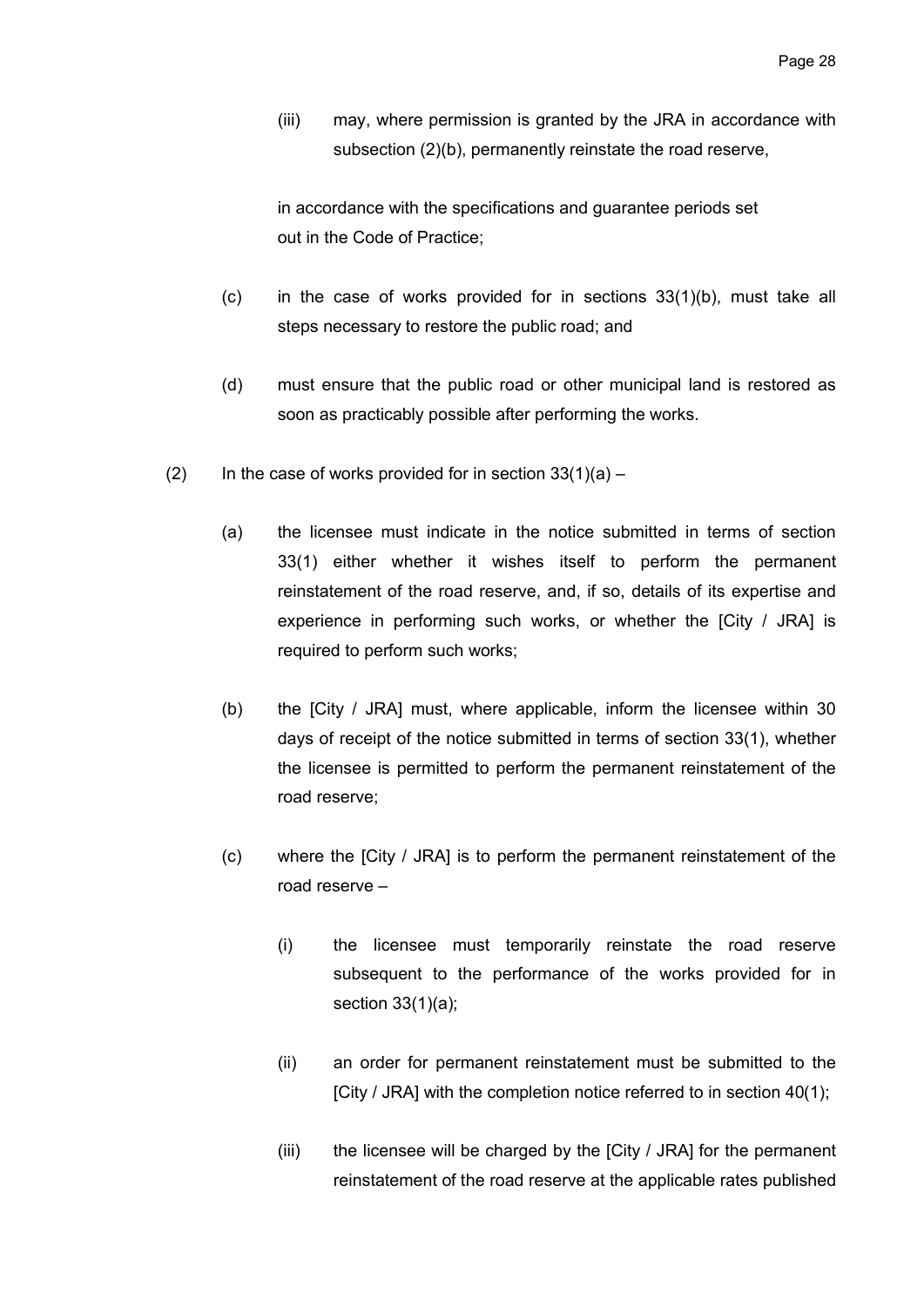(iii) may, where permission is granted by the JRA in accordance with subsection (2)(b), permanently reinstate the road reserve,

in accordance with the specifications and guarantee periods set out in the Code of Practice;

(c) in the case of works provided for in sections 33(1)(b), must take all steps necessary to restore the public road; and

(d) must ensure that the public road or other municipal land is restored as soon as practicably possible after performing the works.

(2) In the case of works provided for in section 33(1)(a) –

(a) the licensee must indicate in the notice submitted in terms of section 33(1) either whether it wishes itself to perform the permanent reinstatement of the road reserve, and, if so, details of its expertise and experience in performing such works, or whether the [City / JRA] is required to perform such works;

(b) the [City / JRA] must, where applicable, inform the licensee within 30 days of receipt of the notice submitted in terms of section 33(1), whether the licensee is permitted to perform the permanent reinstatement of the road reserve;

(c) where the [City / JRA] is to perform the permanent reinstatement of the road reserve –

(i) the licensee must temporarily reinstate the road reserve subsequent to the performance of the works provided for in section 33(1)(a);

(ii) an order for permanent reinstatement must be submitted to the [City / JRA] with the completion notice referred to in section 40(1);

(iii) the licensee will be charged by the [City / JRA] for the permanent reinstatement of the road reserve at the applicable rates published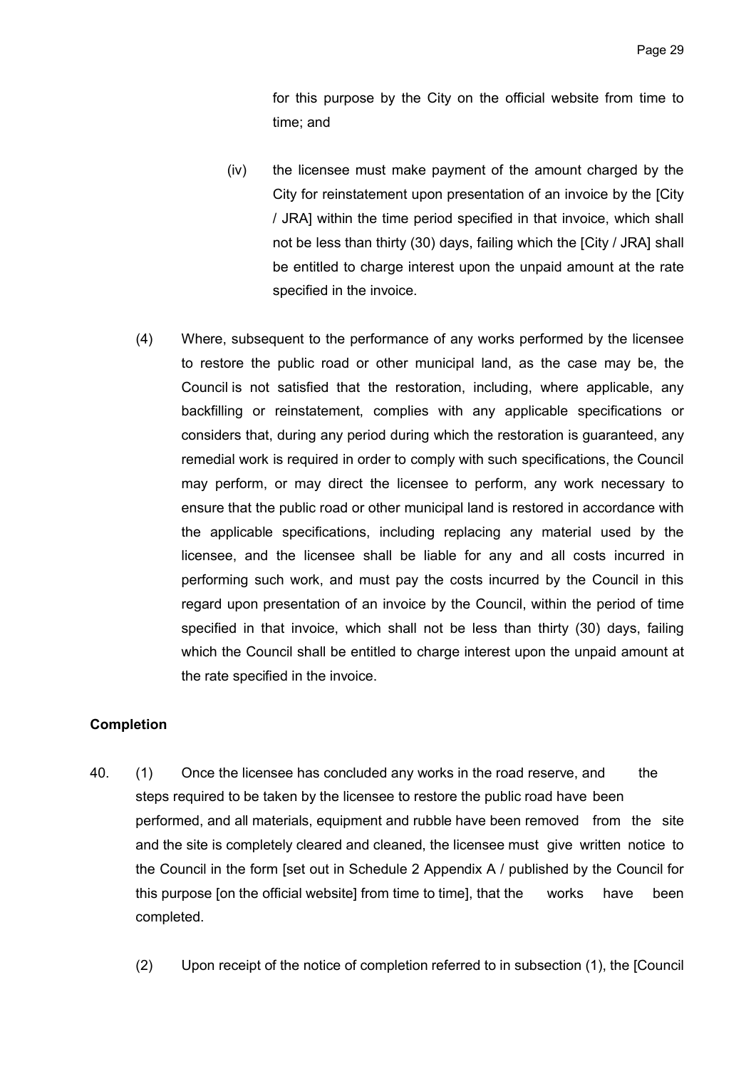for this purpose by the City on the official website from time to time; and

(iv) the licensee must make payment of the amount charged by the City for reinstatement upon presentation of an invoice by the [City / JRA] within the time period specified in that invoice, which shall not be less than thirty (30) days, failing which the [City / JRA] shall be entitled to charge interest upon the unpaid amount at the rate specified in the invoice.

(4) Where, subsequent to the performance of any works performed by the licensee to restore the public road or other municipal land, as the case may be, the Council is not satisfied that the restoration, including, where applicable, any backfilling or reinstatement, complies with any applicable specifications or considers that, during any period during which the restoration is guaranteed, any remedial work is required in order to comply with such specifications, the Council may perform, or may direct the licensee to perform, any work necessary to ensure that the public road or other municipal land is restored in accordance with the applicable specifications, including replacing any material used by the licensee, and the licensee shall be liable for any and all costs incurred in performing such work, and must pay the costs incurred by the Council in this regard upon presentation of an invoice by the Council, within the period of time specified in that invoice, which shall not be less than thirty (30) days, failing which the Council shall be entitled to charge interest upon the unpaid amount at the rate specified in the invoice.

**Completion**

40. (1) Once the licensee has concluded any works in the road reserve, and the steps required to be taken by the licensee to restore the public road have been performed, and all materials, equipment and rubble have been removed from the site and the site is completely cleared and cleaned, the licensee must give written notice to the Council in the form [set out in Schedule 2 Appendix A / published by the Council for this purpose [on the official website] from time to time], that the works have been completed.

(2) Upon receipt of the notice of completion referred to in subsection (1), the [Council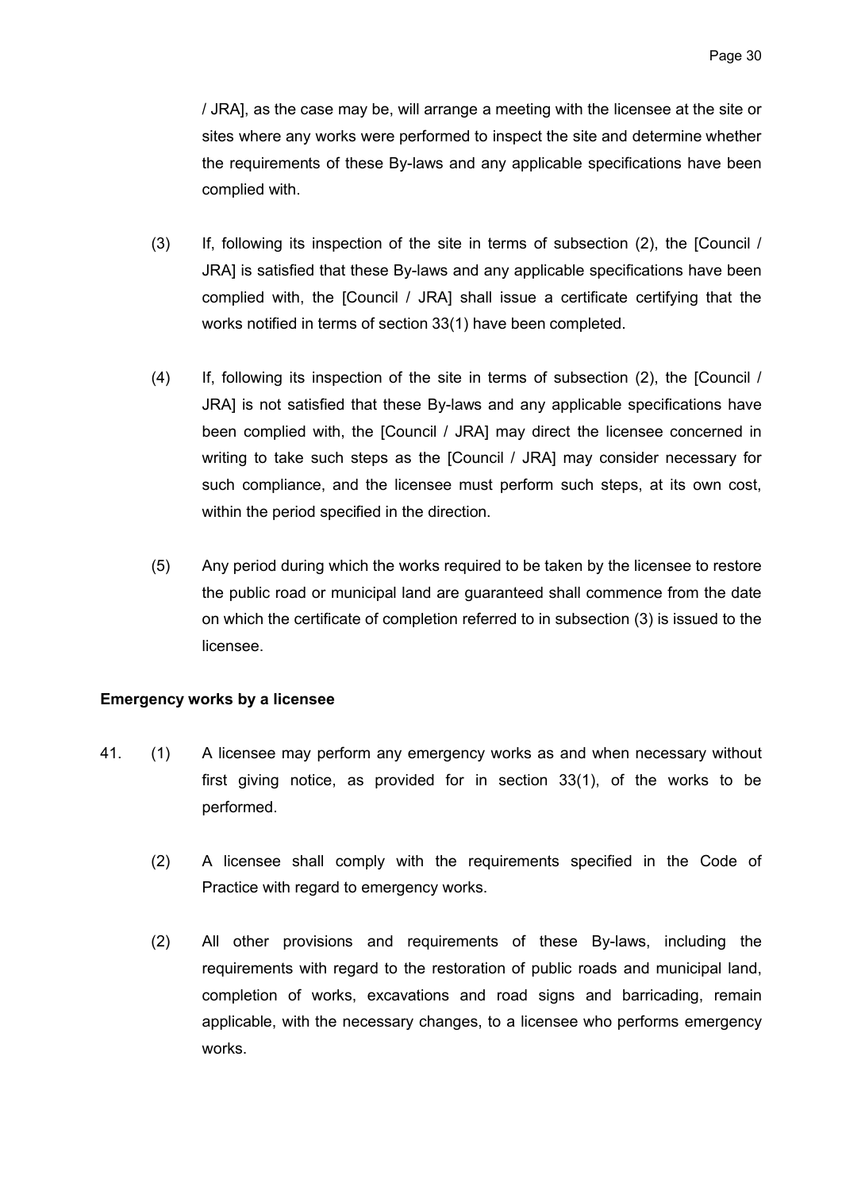/ JRA], as the case may be, will arrange a meeting with the licensee at the site or sites where any works were performed to inspect the site and determine whether the requirements of these By-laws and any applicable specifications have been complied with.

(3) If, following its inspection of the site in terms of subsection (2), the [Council / JRA] is satisfied that these By-laws and any applicable specifications have been complied with, the [Council / JRA] shall issue a certificate certifying that the works notified in terms of section 33(1) have been completed.

(4) If, following its inspection of the site in terms of subsection (2), the [Council / JRA] is not satisfied that these By-laws and any applicable specifications have been complied with, the [Council / JRA] may direct the licensee concerned in writing to take such steps as the [Council / JRA] may consider necessary for such compliance, and the licensee must perform such steps, at its own cost, within the period specified in the direction.

(5) Any period during which the works required to be taken by the licensee to restore the public road or municipal land are guaranteed shall commence from the date on which the certificate of completion referred to in subsection (3) is issued to the licensee.

**Emergency works by a licensee**

41. (1) A licensee may perform any emergency works as and when necessary without first giving notice, as provided for in section 33(1), of the works to be performed.

(2) A licensee shall comply with the requirements specified in the Code of Practice with regard to emergency works.

(2) All other provisions and requirements of these By-laws, including the requirements with regard to the restoration of public roads and municipal land, completion of works, excavations and road signs and barricading, remain applicable, with the necessary changes, to a licensee who performs emergency works.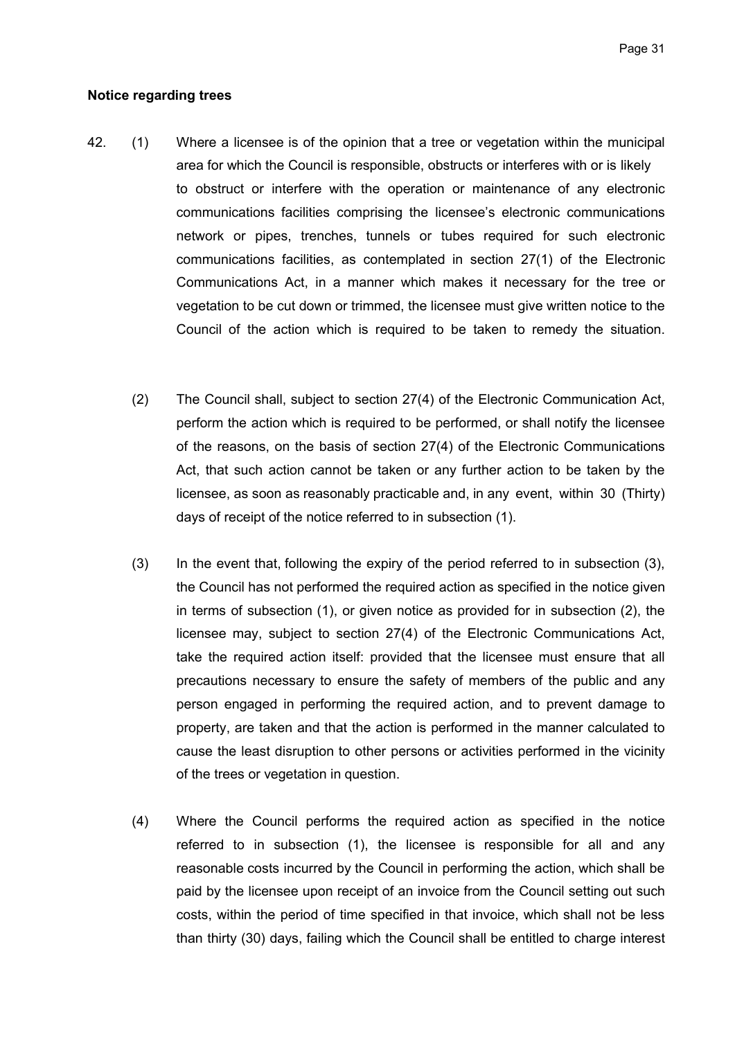**Notice regarding trees**

42. (1) Where a licensee is of the opinion that a tree or vegetation within the municipal area for which the Council is responsible, obstructs or interferes with or is likely to obstruct or interfere with the operation or maintenance of any electronic communications facilities comprising the licensee's electronic communications network or pipes, trenches, tunnels or tubes required for such electronic communications facilities, as contemplated in section 27(1) of the Electronic Communications Act, in a manner which makes it necessary for the tree or vegetation to be cut down or trimmed, the licensee must give written notice to the Council of the action which is required to be taken to remedy the situation.

(2) The Council shall, subject to section 27(4) of the Electronic Communication Act, perform the action which is required to be performed, or shall notify the licensee of the reasons, on the basis of section 27(4) of the Electronic Communications Act, that such action cannot be taken or any further action to be taken by the licensee, as soon as reasonably practicable and, in any event, within 30 (Thirty) days of receipt of the notice referred to in subsection (1).

(3) In the event that, following the expiry of the period referred to in subsection (3), the Council has not performed the required action as specified in the notice given in terms of subsection (1), or given notice as provided for in subsection (2), the licensee may, subject to section 27(4) of the Electronic Communications Act, take the required action itself: provided that the licensee must ensure that all precautions necessary to ensure the safety of members of the public and any person engaged in performing the required action, and to prevent damage to property, are taken and that the action is performed in the manner calculated to cause the least disruption to other persons or activities performed in the vicinity of the trees or vegetation in question.

(4) Where the Council performs the required action as specified in the notice referred to in subsection (1), the licensee is responsible for all and any reasonable costs incurred by the Council in performing the action, which shall be paid by the licensee upon receipt of an invoice from the Council setting out such costs, within the period of time specified in that invoice, which shall not be less than thirty (30) days, failing which the Council shall be entitled to charge interest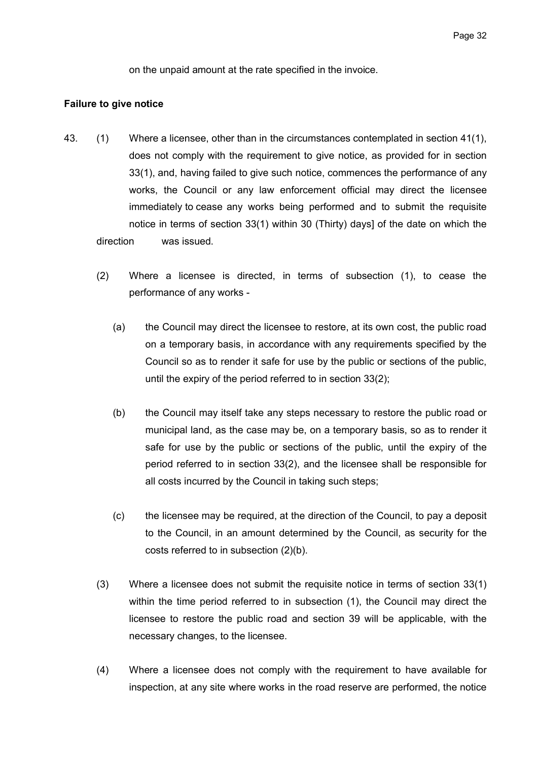on the unpaid amount at the rate specified in the invoice.

**Failure to give notice**

43. (1) Where a licensee, other than in the circumstances contemplated in section 41(1), does not comply with the requirement to give notice, as provided for in section 33(1), and, having failed to give such notice, commences the performance of any works, the Council or any law enforcement official may direct the licensee immediately to cease any works being performed and to submit the requisite notice in terms of section 33(1) within 30 (Thirty) days] of the date on which the direction was issued.

(2) Where a licensee is directed, in terms of subsection (1), to cease the performance of any works -

(a) the Council may direct the licensee to restore, at its own cost, the public road on a temporary basis, in accordance with any requirements specified by the Council so as to render it safe for use by the public or sections of the public, until the expiry of the period referred to in section 33(2);

(b) the Council may itself take any steps necessary to restore the public road or municipal land, as the case may be, on a temporary basis, so as to render it safe for use by the public or sections of the public, until the expiry of the period referred to in section 33(2), and the licensee shall be responsible for all costs incurred by the Council in taking such steps;

(c) the licensee may be required, at the direction of the Council, to pay a deposit to the Council, in an amount determined by the Council, as security for the costs referred to in subsection (2)(b).

(3) Where a licensee does not submit the requisite notice in terms of section 33(1) within the time period referred to in subsection (1), the Council may direct the licensee to restore the public road and section 39 will be applicable, with the necessary changes, to the licensee.

(4) Where a licensee does not comply with the requirement to have available for inspection, at any site where works in the road reserve are performed, the notice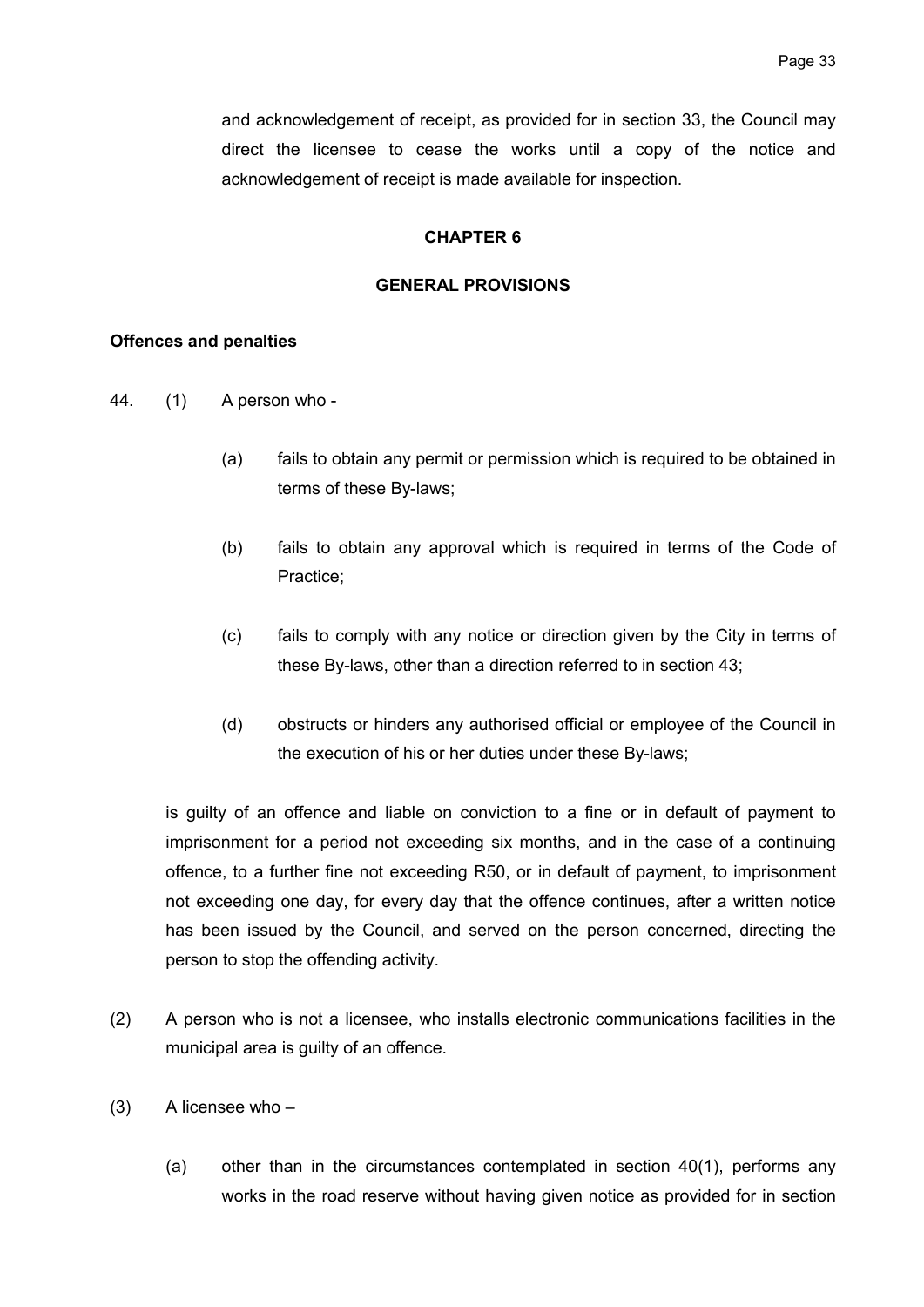and acknowledgement of receipt, as provided for in section 33, the Council may direct the licensee to cease the works until a copy of the notice and acknowledgement of receipt is made available for inspection.

## CHAPTER 6

## GENERAL PROVISIONS

**Offences and penalties**

44. (1) A person who -

   (a) fails to obtain any permit or permission which is required to be obtained in terms of these By-laws;

   (b) fails to obtain any approval which is required in terms of the Code of Practice;

   (c) fails to comply with any notice or direction given by the City in terms of these By-laws, other than a direction referred to in section 43;

   (d) obstructs or hinders any authorised official or employee of the Council in the execution of his or her duties under these By-laws;

is guilty of an offence and liable on conviction to a fine or in default of payment to imprisonment for a period not exceeding six months, and in the case of a continuing offence, to a further fine not exceeding R50, or in default of payment, to imprisonment not exceeding one day, for every day that the offence continues, after a written notice has been issued by the Council, and served on the person concerned, directing the person to stop the offending activity.

(2) A person who is not a licensee, who installs electronic communications facilities in the municipal area is guilty of an offence.

(3) A licensee who –

   (a) other than in the circumstances contemplated in section 40(1), performs any works in the road reserve without having given notice as provided for in section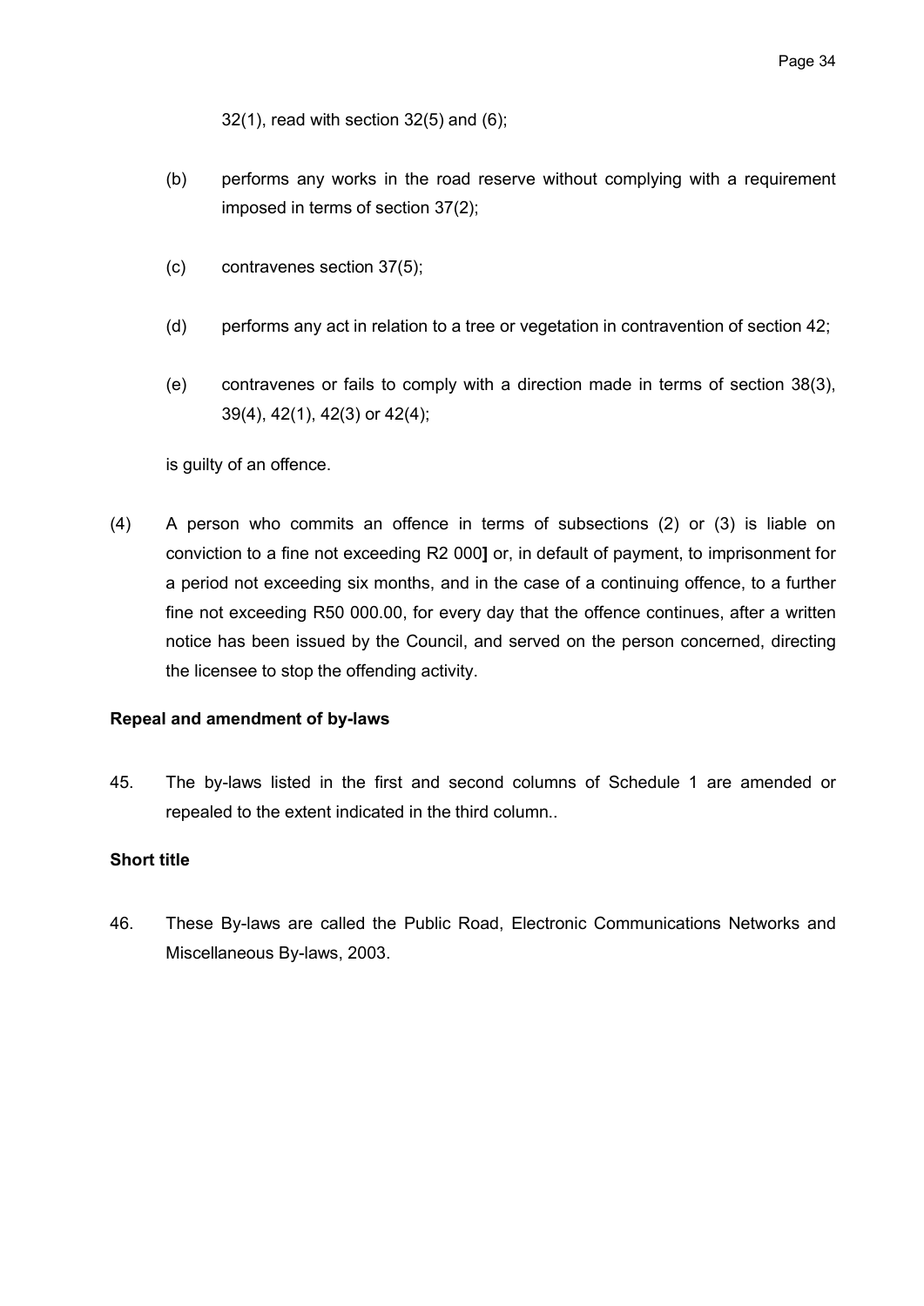32(1), read with section 32(5) and (6);

(b) performs any works in the road reserve without complying with a requirement imposed in terms of section 37(2);

(c) contravenes section 37(5);

(d) performs any act in relation to a tree or vegetation in contravention of section 42;

(e) contravenes or fails to comply with a direction made in terms of section 38(3), 39(4), 42(1), 42(3) or 42(4);

is guilty of an offence.

(4) A person who commits an offence in terms of subsections (2) or (3) is liable on conviction to a fine not exceeding R2 000**]** or, in default of payment, to imprisonment for a period not exceeding six months, and in the case of a continuing offence, to a further fine not exceeding R50 000.00, for every day that the offence continues, after a written notice has been issued by the Council, and served on the person concerned, directing the licensee to stop the offending activity.

**Repeal and amendment of by-laws**

45. The by-laws listed in the first and second columns of Schedule 1 are amended or repealed to the extent indicated in the third column..

**Short title**

46. These By-laws are called the Public Road, Electronic Communications Networks and Miscellaneous By-laws, 2003.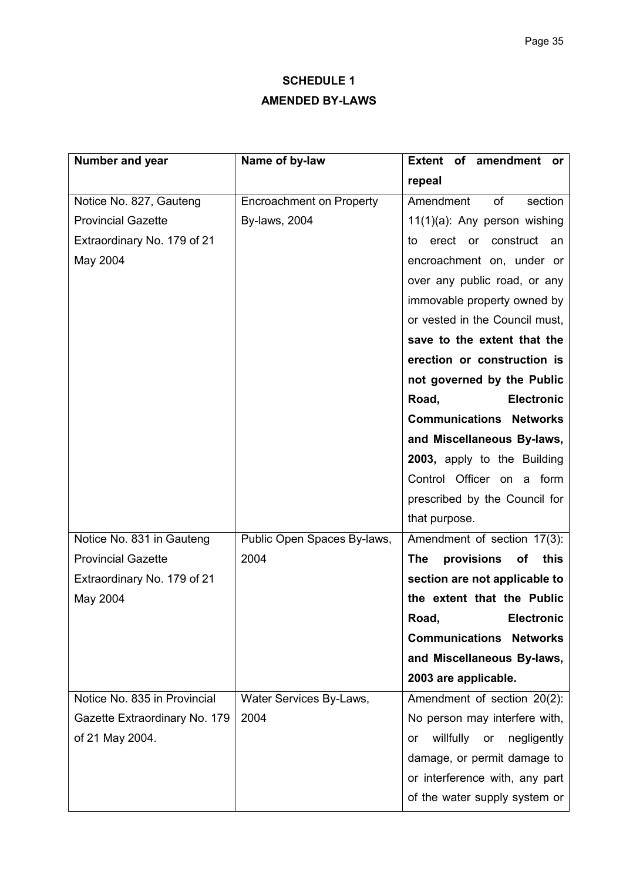# SCHEDULE 1

## AMENDED BY-LAWS

| Number and year | Name of by-law | Extent of amendment or repeal |
|---|---|---|
| Notice No. 827, Gauteng Provincial Gazette Extraordinary No. 179 of 21 May 2004 | Encroachment on Property By-laws, 2004 | Amendment of section 11(1)(a): Any person wishing to erect or construct an encroachment on, under or over any public road, or any immovable property owned by or vested in the Council must, **save to the extent that the erection or construction is not governed by the Public Road, Electronic Communications Networks and Miscellaneous By-laws, 2003,** apply to the Building Control Officer on a form prescribed by the Council for that purpose. |
| Notice No. 831 in Gauteng Provincial Gazette Extraordinary No. 179 of 21 May 2004 | Public Open Spaces By-laws, 2004 | Amendment of section 17(3): **The provisions of this section are not applicable to the extent that the Public Road, Electronic Communications Networks and Miscellaneous By-laws, 2003 are applicable.** |
| Notice No. 835 in Provincial Gazette Extraordinary No. 179 of 21 May 2004. | Water Services By-Laws, 2004 | Amendment of section 20(2): No person may interfere with, or willfully or negligently damage, or permit damage to or interference with, any part of the water supply system or |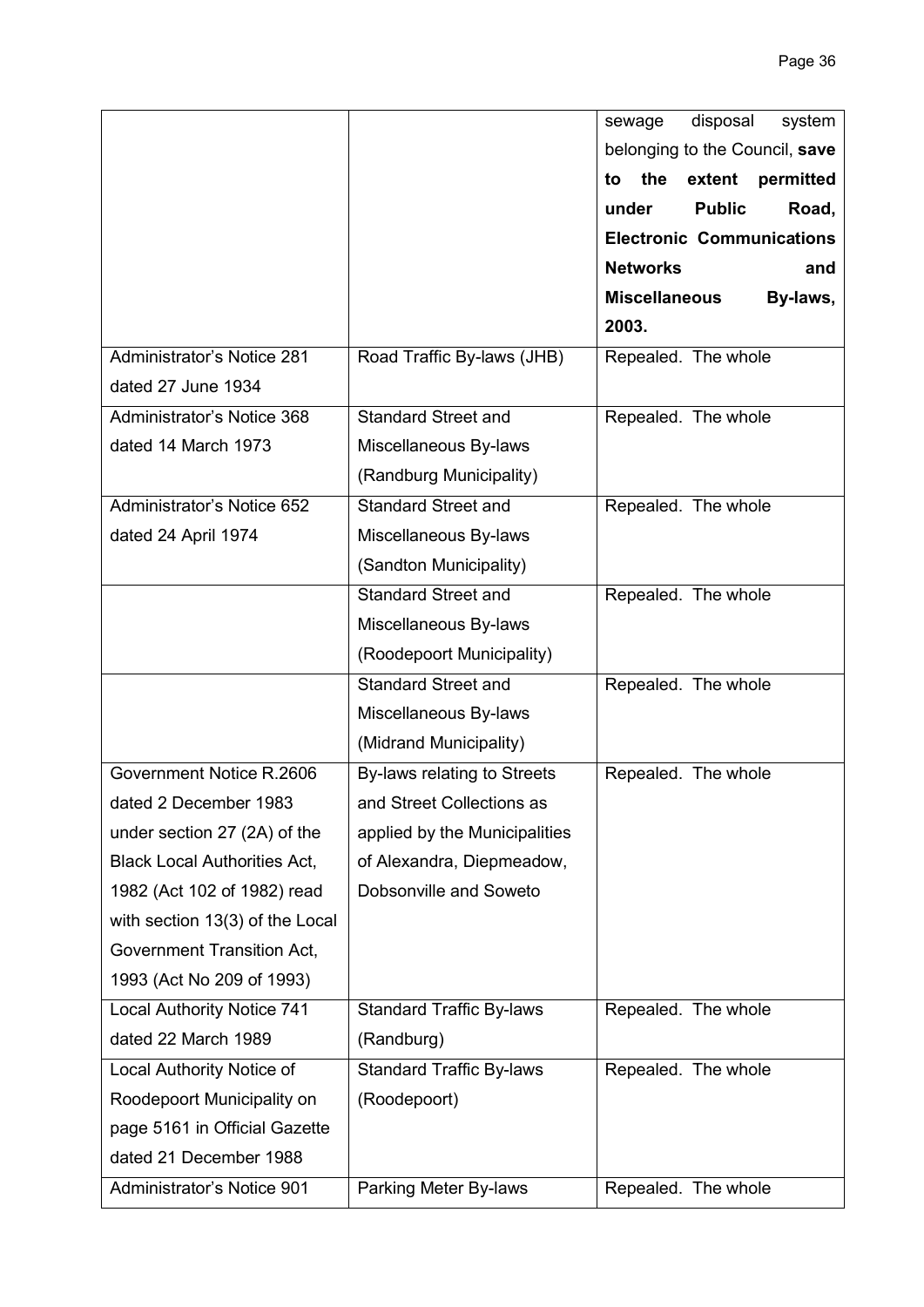| | | |
|---|---|---|
| | | sewage disposal system belonging to the Council, **save to the extent permitted under Public Road, Electronic Communications Networks and Miscellaneous By-laws, 2003.** |
| Administrator's Notice 281 dated 27 June 1934 | Road Traffic By-laws (JHB) | Repealed. The whole |
| Administrator's Notice 368 dated 14 March 1973 | Standard Street and Miscellaneous By-laws (Randburg Municipality) | Repealed. The whole |
| Administrator's Notice 652 dated 24 April 1974 | Standard Street and Miscellaneous By-laws (Sandton Municipality) | Repealed. The whole |
| | Standard Street and Miscellaneous By-laws (Roodepoort Municipality) | Repealed. The whole |
| | Standard Street and Miscellaneous By-laws (Midrand Municipality) | Repealed. The whole |
| Government Notice R.2606 dated 2 December 1983 under section 27 (2A) of the Black Local Authorities Act, 1982 (Act 102 of 1982) read with section 13(3) of the Local Government Transition Act, 1993 (Act No 209 of 1993) | By-laws relating to Streets and Street Collections as applied by the Municipalities of Alexandra, Diepmeadow, Dobsonville and Soweto | Repealed. The whole |
| Local Authority Notice 741 dated 22 March 1989 | Standard Traffic By-laws (Randburg) | Repealed. The whole |
| Local Authority Notice of Roodepoort Municipality on page 5161 in Official Gazette dated 21 December 1988 | Standard Traffic By-laws (Roodepoort) | Repealed. The whole |
| Administrator's Notice 901 | Parking Meter By-laws | Repealed. The whole |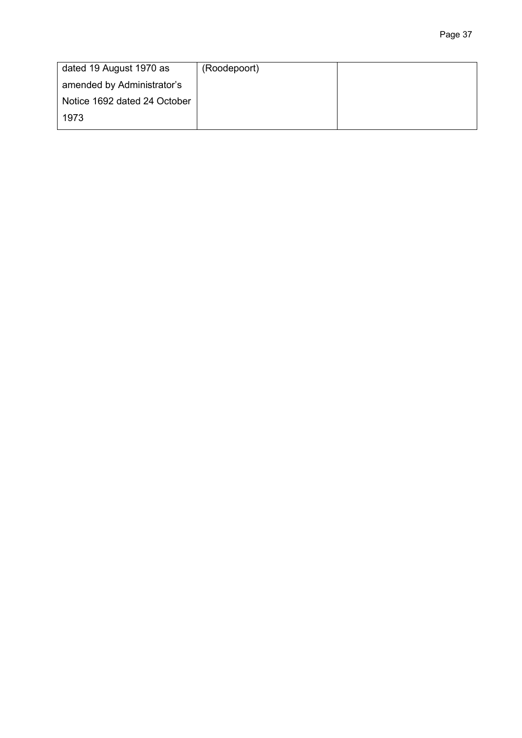| | | |
|---|---|---|
| dated 19 August 1970 as amended by Administrator's Notice 1692 dated 24 October 1973 | (Roodepoort) | |